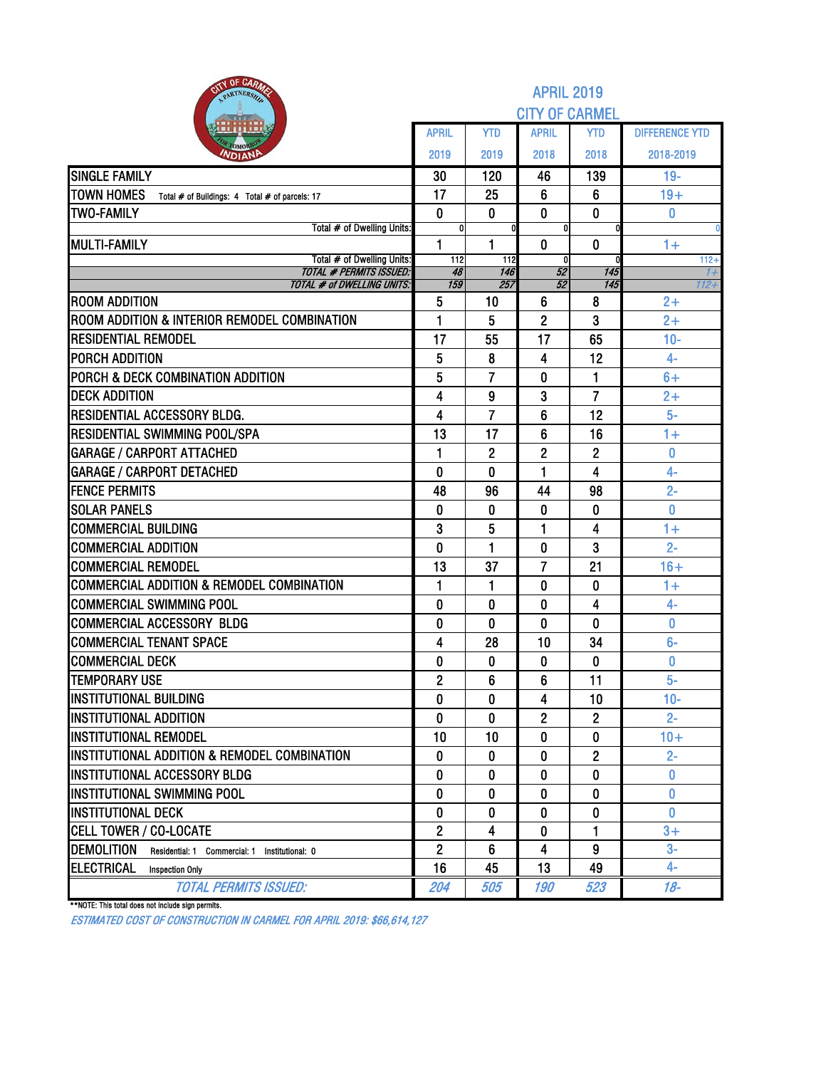# APRIL 2019
## CITY OF CARMEL

| | APRIL 2019 | YTD 2019 | APRIL 2018 | YTD 2018 | DIFFERENCE YTD 2018-2019 |
|---|---|---|---|---|---|
| SINGLE FAMILY | 30 | 120 | 46 | 139 | 19- |
| TOWN HOMES Total # of Buildings: 4 Total # of parcels: 17 | 17 | 25 | 6 | 6 | 19+ |
| TWO-FAMILY | 0 | 0 | 0 | 0 | 0 |
| Total # of Dwelling Units: | 0 | 0 | 0 | 0 | 0 |
| MULTI-FAMILY | 1 | 1 | 0 | 0 | 1+ |
| Total # of Dwelling Units: | 112 | 112 | 0 | 0 | 112+ |
| *TOTAL # PERMITS ISSUED:* | *48* | *146* | *52* | *145* | *1+* |
| *TOTAL # of DWELLING UNITS:* | *159* | *257* | *52* | *145* | *112+* |
| ROOM ADDITION | 5 | 10 | 6 | 8 | 2+ |
| ROOM ADDITION & INTERIOR REMODEL COMBINATION | 1 | 5 | 2 | 3 | 2+ |
| RESIDENTIAL REMODEL | 17 | 55 | 17 | 65 | 10- |
| PORCH ADDITION | 5 | 8 | 4 | 12 | 4- |
| PORCH & DECK COMBINATION ADDITION | 5 | 7 | 0 | 1 | 6+ |
| DECK ADDITION | 4 | 9 | 3 | 7 | 2+ |
| RESIDENTIAL ACCESSORY BLDG. | 4 | 7 | 6 | 12 | 5- |
| RESIDENTIAL SWIMMING POOL/SPA | 13 | 17 | 6 | 16 | 1+ |
| GARAGE / CARPORT ATTACHED | 1 | 2 | 2 | 2 | 0 |
| GARAGE / CARPORT DETACHED | 0 | 0 | 1 | 4 | 4- |
| FENCE PERMITS | 48 | 96 | 44 | 98 | 2- |
| SOLAR PANELS | 0 | 0 | 0 | 0 | 0 |
| COMMERCIAL BUILDING | 3 | 5 | 1 | 4 | 1+ |
| COMMERCIAL ADDITION | 0 | 1 | 0 | 3 | 2- |
| COMMERCIAL REMODEL | 13 | 37 | 7 | 21 | 16+ |
| COMMERCIAL ADDITION & REMODEL COMBINATION | 1 | 1 | 0 | 0 | 1+ |
| COMMERCIAL SWIMMING POOL | 0 | 0 | 0 | 4 | 4- |
| COMMERCIAL ACCESSORY BLDG | 0 | 0 | 0 | 0 | 0 |
| COMMERCIAL TENANT SPACE | 4 | 28 | 10 | 34 | 6- |
| COMMERCIAL DECK | 0 | 0 | 0 | 0 | 0 |
| TEMPORARY USE | 2 | 6 | 6 | 11 | 5- |
| INSTITUTIONAL BUILDING | 0 | 0 | 4 | 10 | 10- |
| INSTITUTIONAL ADDITION | 0 | 0 | 2 | 2 | 2- |
| INSTITUTIONAL REMODEL | 10 | 10 | 0 | 0 | 10+ |
| INSTITUTIONAL ADDITION & REMODEL COMBINATION | 0 | 0 | 0 | 2 | 2- |
| INSTITUTIONAL ACCESSORY BLDG | 0 | 0 | 0 | 0 | 0 |
| INSTITUTIONAL SWIMMING POOL | 0 | 0 | 0 | 0 | 0 |
| INSTITUTIONAL DECK | 0 | 0 | 0 | 0 | 0 |
| CELL TOWER / CO-LOCATE | 2 | 4 | 0 | 1 | 3+ |
| DEMOLITION Residential: 1 Commercial: 1 Institutional: 0 | 2 | 6 | 4 | 9 | 3- |
| ELECTRICAL Inspection Only | 16 | 45 | 13 | 49 | 4- |
| *TOTAL PERMITS ISSUED:* | *204* | *505* | *190* | *523* | *18-* |

**NOTE: This total does not include sign permits.

*ESTIMATED COST OF CONSTRUCTION IN CARMEL FOR APRIL 2019: $66,614,127*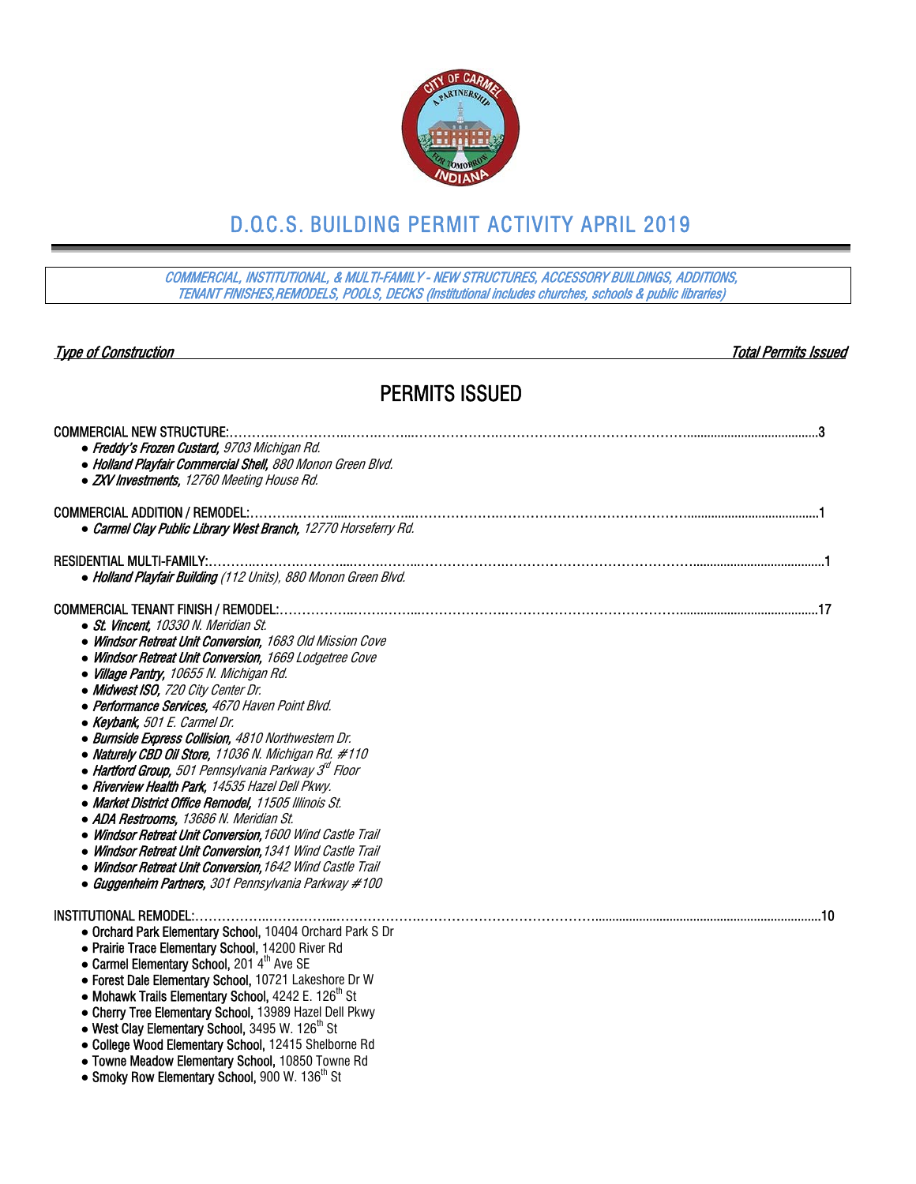# D.O.C.S. BUILDING PERMIT ACTIVITY APRIL 2019

*COMMERCIAL, INSTITUTIONAL, & MULTI-FAMILY - NEW STRUCTURES, ACCESSORY BUILDINGS, ADDITIONS, TENANT FINISHES,REMODELS, POOLS, DECKS (Institutional includes churches, schools & public libraries)*

*Type of Construction* — *Total Permits Issued*

## PERMITS ISSUED

COMMERCIAL NEW STRUCTURE:……………………………………………………………………………………………………3

- ***Freddy's Frozen Custard,*** *9703 Michigan Rd.*
- ***Holland Playfair Commercial Shell,*** *880 Monon Green Blvd.*
- ***ZXV Investments,*** *12760 Meeting House Rd.*

COMMERCIAL ADDITION / REMODEL:……………………………………………………………………………………………1

- ***Carmel Clay Public Library West Branch,*** *12770 Horseferry Rd.*

RESIDENTIAL MULTI-FAMILY:………………………………………………………………………………………………………1

- ***Holland Playfair Building*** *(112 Units), 880 Monon Green Blvd.*

COMMERCIAL TENANT FINISH / REMODEL:……………………………………………………………………………………17

- ***St. Vincent,*** *10330 N. Meridian St.*
- ***Windsor Retreat Unit Conversion,*** *1683 Old Mission Cove*
- ***Windsor Retreat Unit Conversion,*** *1669 Lodgetree Cove*
- ***Village Pantry,*** *10655 N. Michigan Rd.*
- ***Midwest ISO,*** *720 City Center Dr.*
- ***Performance Services,*** *4670 Haven Point Blvd.*
- ***Keybank,*** *501 E. Carmel Dr.*
- ***Burnside Express Collision,*** *4810 Northwestern Dr.*
- ***Naturely CBD Oil Store,*** *11036 N. Michigan Rd. #110*
- ***Hartford Group,*** *501 Pennsylvania Parkway 3rd Floor*
- ***Riverview Health Park,*** *14535 Hazel Dell Pkwy.*
- ***Market District Office Remodel,*** *11505 Illinois St.*
- ***ADA Restrooms,*** *13686 N. Meridian St.*
- ***Windsor Retreat Unit Conversion,*** *1600 Wind Castle Trail*
- ***Windsor Retreat Unit Conversion,*** *1341 Wind Castle Trail*
- ***Windsor Retreat Unit Conversion,*** *1642 Wind Castle Trail*
- ***Guggenheim Partners,*** *301 Pennsylvania Parkway #100*

INSTITUTIONAL REMODEL:……………………………………………………………………………………………………………10

- **Orchard Park Elementary School,** 10404 Orchard Park S Dr
- **Prairie Trace Elementary School,** 14200 River Rd
- **Carmel Elementary School,** 201 4th Ave SE
- **Forest Dale Elementary School,** 10721 Lakeshore Dr W
- **Mohawk Trails Elementary School,** 4242 E. 126th St
- **Cherry Tree Elementary School,** 13989 Hazel Dell Pkwy
- **West Clay Elementary School,** 3495 W. 126th St
- **College Wood Elementary School,** 12415 Shelborne Rd
- **Towne Meadow Elementary School,** 10850 Towne Rd
- **Smoky Row Elementary School,** 900 W. 136th St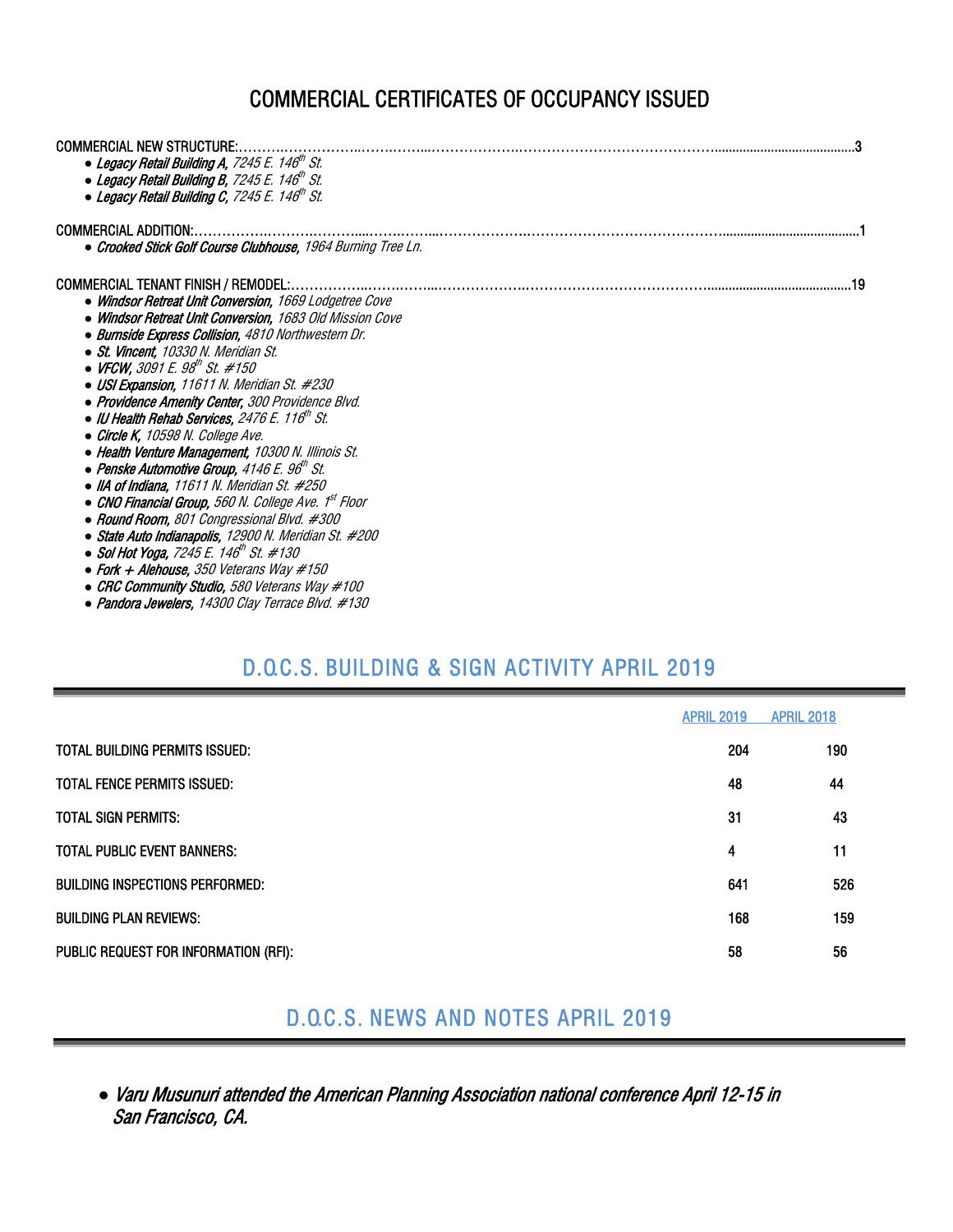# COMMERCIAL CERTIFICATES OF OCCUPANCY ISSUED

COMMERCIAL NEW STRUCTURE:........................................................................................................................................3

- ***Legacy Retail Building A,*** *7245 E. 146th St.*
- ***Legacy Retail Building B,*** *7245 E. 146th St.*
- ***Legacy Retail Building C,*** *7245 E. 146th St.*

COMMERCIAL ADDITION:........................................................................................................................................1

- ***Crooked Stick Golf Course Clubhouse,*** *1964 Burning Tree Ln.*

COMMERCIAL TENANT FINISH / REMODEL:........................................................................................................................................19

- ***Windsor Retreat Unit Conversion,*** *1669 Lodgetree Cove*
- ***Windsor Retreat Unit Conversion,*** *1683 Old Mission Cove*
- ***Burnside Express Collision,*** *4810 Northwestern Dr.*
- ***St. Vincent,*** *10330 N. Meridian St.*
- ***VFCW,*** *3091 E. 98th St. #150*
- ***USI Expansion,*** *11611 N. Meridian St. #230*
- ***Providence Amenity Center,*** *300 Providence Blvd.*
- ***IU Health Rehab Services,*** *2476 E. 116th St.*
- ***Circle K,*** *10598 N. College Ave.*
- ***Health Venture Management,*** *10300 N. Illinois St.*
- ***Penske Automotive Group,*** *4146 E. 96th St.*
- ***IIA of Indiana,*** *11611 N. Meridian St. #250*
- ***CNO Financial Group,*** *560 N. College Ave. 1st Floor*
- ***Round Room,*** *801 Congressional Blvd. #300*
- ***State Auto Indianapolis,*** *12900 N. Meridian St. #200*
- ***Sol Hot Yoga,*** *7245 E. 146th St. #130*
- ***Fork + Alehouse,*** *350 Veterans Way #150*
- ***CRC Community Studio,*** *580 Veterans Way #100*
- ***Pandora Jewelers,*** *14300 Clay Terrace Blvd. #130*

## D.O.C.S. BUILDING & SIGN ACTIVITY APRIL 2019

| | APRIL 2019 | APRIL 2018 |
|---|---|---|
| TOTAL BUILDING PERMITS ISSUED: | 204 | 190 |
| TOTAL FENCE PERMITS ISSUED: | 48 | 44 |
| TOTAL SIGN PERMITS: | 31 | 43 |
| TOTAL PUBLIC EVENT BANNERS: | 4 | 11 |
| BUILDING INSPECTIONS PERFORMED: | 641 | 526 |
| BUILDING PLAN REVIEWS: | 168 | 159 |
| PUBLIC REQUEST FOR INFORMATION (RFI): | 58 | 56 |

## D.O.C.S. NEWS AND NOTES APRIL 2019

- *Varu Musunuri attended the American Planning Association national conference April 12-15 in San Francisco, CA.*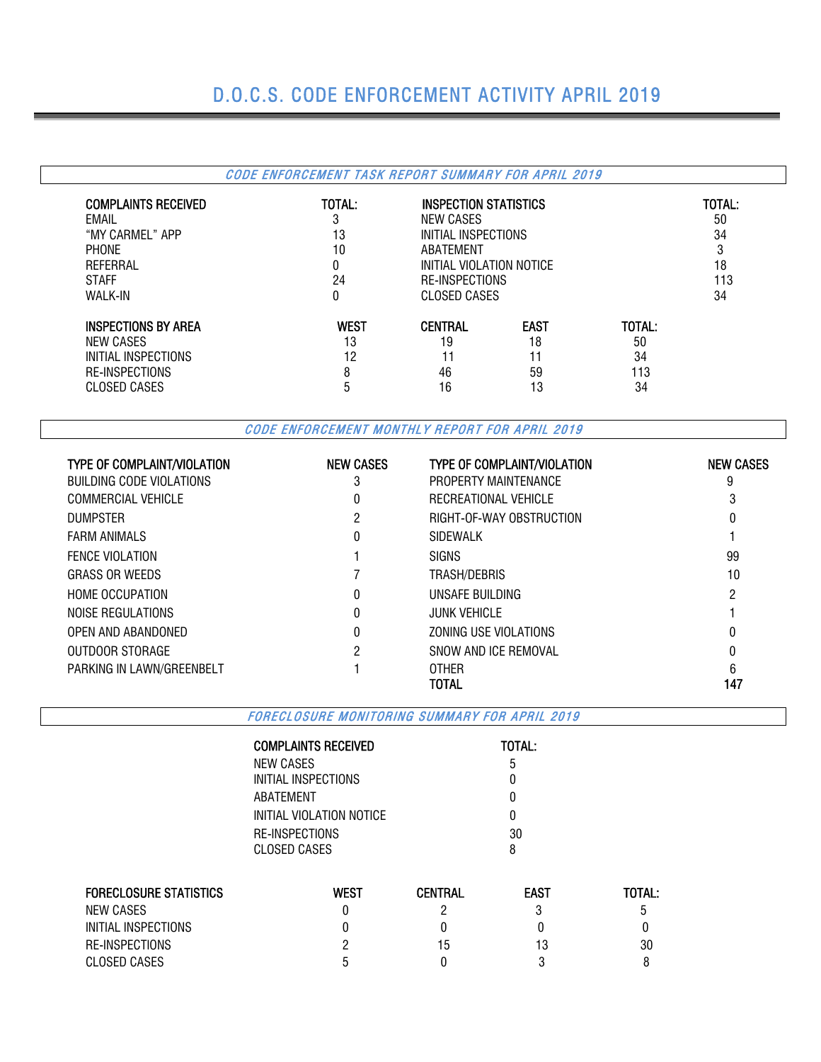# D.O.C.S. CODE ENFORCEMENT ACTIVITY APRIL 2019

## *CODE ENFORCEMENT TASK REPORT SUMMARY FOR APRIL 2019*

| COMPLAINTS RECEIVED | TOTAL: | INSPECTION STATISTICS | TOTAL: |
|---|---|---|---|
| EMAIL | 3 | NEW CASES | 50 |
| "MY CARMEL" APP | 13 | INITIAL INSPECTIONS | 34 |
| PHONE | 10 | ABATEMENT | 3 |
| REFERRAL | 0 | INITIAL VIOLATION NOTICE | 18 |
| STAFF | 24 | RE-INSPECTIONS | 113 |
| WALK-IN | 0 | CLOSED CASES | 34 |

| INSPECTIONS BY AREA | WEST | CENTRAL | EAST | TOTAL: |
|---|---|---|---|---|
| NEW CASES | 13 | 19 | 18 | 50 |
| INITIAL INSPECTIONS | 12 | 11 | 11 | 34 |
| RE-INSPECTIONS | 8 | 46 | 59 | 113 |
| CLOSED CASES | 5 | 16 | 13 | 34 |

## *CODE ENFORCEMENT MONTHLY REPORT FOR APRIL 2019*

| TYPE OF COMPLAINT/VIOLATION | NEW CASES | TYPE OF COMPLAINT/VIOLATION | NEW CASES |
|---|---|---|---|
| BUILDING CODE VIOLATIONS | 3 | PROPERTY MAINTENANCE | 9 |
| COMMERCIAL VEHICLE | 0 | RECREATIONAL VEHICLE | 3 |
| DUMPSTER | 2 | RIGHT-OF-WAY OBSTRUCTION | 0 |
| FARM ANIMALS | 0 | SIDEWALK | 1 |
| FENCE VIOLATION | 1 | SIGNS | 99 |
| GRASS OR WEEDS | 7 | TRASH/DEBRIS | 10 |
| HOME OCCUPATION | 0 | UNSAFE BUILDING | 2 |
| NOISE REGULATIONS | 0 | JUNK VEHICLE | 1 |
| OPEN AND ABANDONED | 0 | ZONING USE VIOLATIONS | 0 |
| OUTDOOR STORAGE | 2 | SNOW AND ICE REMOVAL | 0 |
| PARKING IN LAWN/GREENBELT | 1 | OTHER | 6 |
| | | **TOTAL** | **147** |

## *FORECLOSURE MONITORING SUMMARY FOR APRIL 2019*

| COMPLAINTS RECEIVED | TOTAL: |
|---|---|
| NEW CASES | 5 |
| INITIAL INSPECTIONS | 0 |
| ABATEMENT | 0 |
| INITIAL VIOLATION NOTICE | 0 |
| RE-INSPECTIONS | 30 |
| CLOSED CASES | 8 |

| FORECLOSURE STATISTICS | WEST | CENTRAL | EAST | TOTAL: |
|---|---|---|---|---|
| NEW CASES | 0 | 2 | 3 | 5 |
| INITIAL INSPECTIONS | 0 | 0 | 0 | 0 |
| RE-INSPECTIONS | 2 | 15 | 13 | 30 |
| CLOSED CASES | 5 | 0 | 3 | 8 |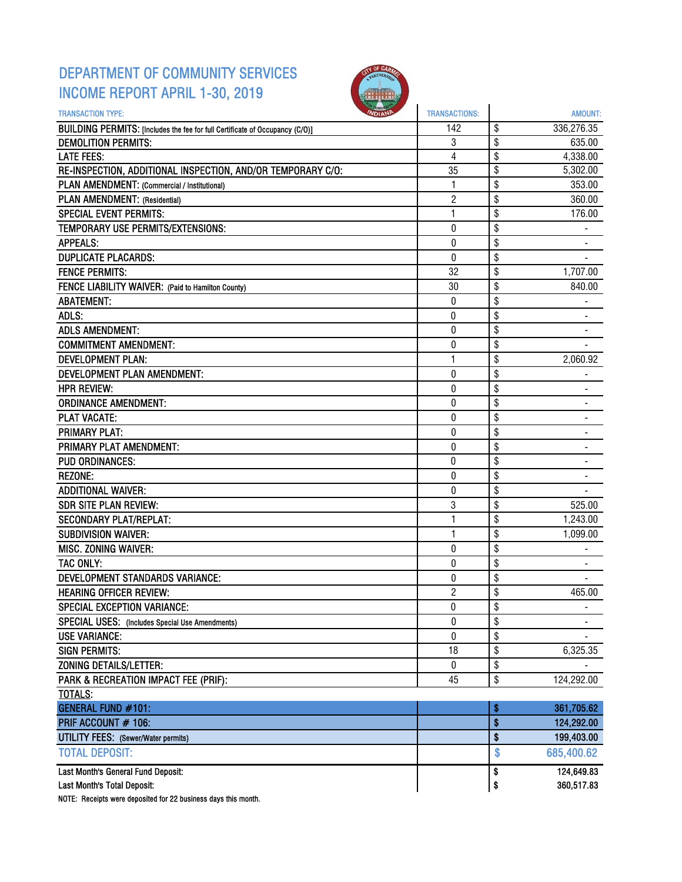# DEPARTMENT OF COMMUNITY SERVICES
# INCOME REPORT APRIL 1-30, 2019

| TRANSACTION TYPE: | TRANSACTIONS: | AMOUNT: |
|---|---|---|
| BUILDING PERMITS: [Includes the fee for full Certificate of Occupancy (C/O)] | 142 | $ 336,276.35 |
| DEMOLITION PERMITS: | 3 | $ 635.00 |
| LATE FEES: | 4 | $ 4,338.00 |
| RE-INSPECTION, ADDITIONAL INSPECTION, AND/OR TEMPORARY C/O: | 35 | $ 5,302.00 |
| PLAN AMENDMENT: (Commercial / Institutional) | 1 | $ 353.00 |
| PLAN AMENDMENT: (Residential) | 2 | $ 360.00 |
| SPECIAL EVENT PERMITS: | 1 | $ 176.00 |
| TEMPORARY USE PERMITS/EXTENSIONS: | 0 | $ - |
| APPEALS: | 0 | $ - |
| DUPLICATE PLACARDS: | 0 | $ - |
| FENCE PERMITS: | 32 | $ 1,707.00 |
| FENCE LIABILITY WAIVER: (Paid to Hamilton County) | 30 | $ 840.00 |
| ABATEMENT: | 0 | $ - |
| ADLS: | 0 | $ - |
| ADLS AMENDMENT: | 0 | $ - |
| COMMITMENT AMENDMENT: | 0 | $ - |
| DEVELOPMENT PLAN: | 1 | $ 2,060.92 |
| DEVELOPMENT PLAN AMENDMENT: | 0 | $ - |
| HPR REVIEW: | 0 | $ - |
| ORDINANCE AMENDMENT: | 0 | $ - |
| PLAT VACATE: | 0 | $ - |
| PRIMARY PLAT: | 0 | $ - |
| PRIMARY PLAT AMENDMENT: | 0 | $ - |
| PUD ORDINANCES: | 0 | $ - |
| REZONE: | 0 | $ - |
| ADDITIONAL WAIVER: | 0 | $ - |
| SDR SITE PLAN REVIEW: | 3 | $ 525.00 |
| SECONDARY PLAT/REPLAT: | 1 | $ 1,243.00 |
| SUBDIVISION WAIVER: | 1 | $ 1,099.00 |
| MISC. ZONING WAIVER: | 0 | $ - |
| TAC ONLY: | 0 | $ - |
| DEVELOPMENT STANDARDS VARIANCE: | 0 | $ - |
| HEARING OFFICER REVIEW: | 2 | $ 465.00 |
| SPECIAL EXCEPTION VARIANCE: | 0 | $ - |
| SPECIAL USES: (Includes Special Use Amendments) | 0 | $ - |
| USE VARIANCE: | 0 | $ - |
| SIGN PERMITS: | 18 | $ 6,325.35 |
| ZONING DETAILS/LETTER: | 0 | $ - |
| PARK & RECREATION IMPACT FEE (PRIF): | 45 | $ 124,292.00 |
| TOTALS: | | |
| **GENERAL FUND #101:** | | **$ 361,705.62** |
| **PRIF ACCOUNT # 106:** | | **$ 124,292.00** |
| **UTILITY FEES: (Sewer/Water permits)** | | **$ 199,403.00** |
| **TOTAL DEPOSIT:** | | **$ 685,400.62** |
| Last Month's General Fund Deposit: | | $ 124,649.83 |
| Last Month's Total Deposit: | | $ 360,517.83 |

NOTE: Receipts were deposited for 22 business days this month.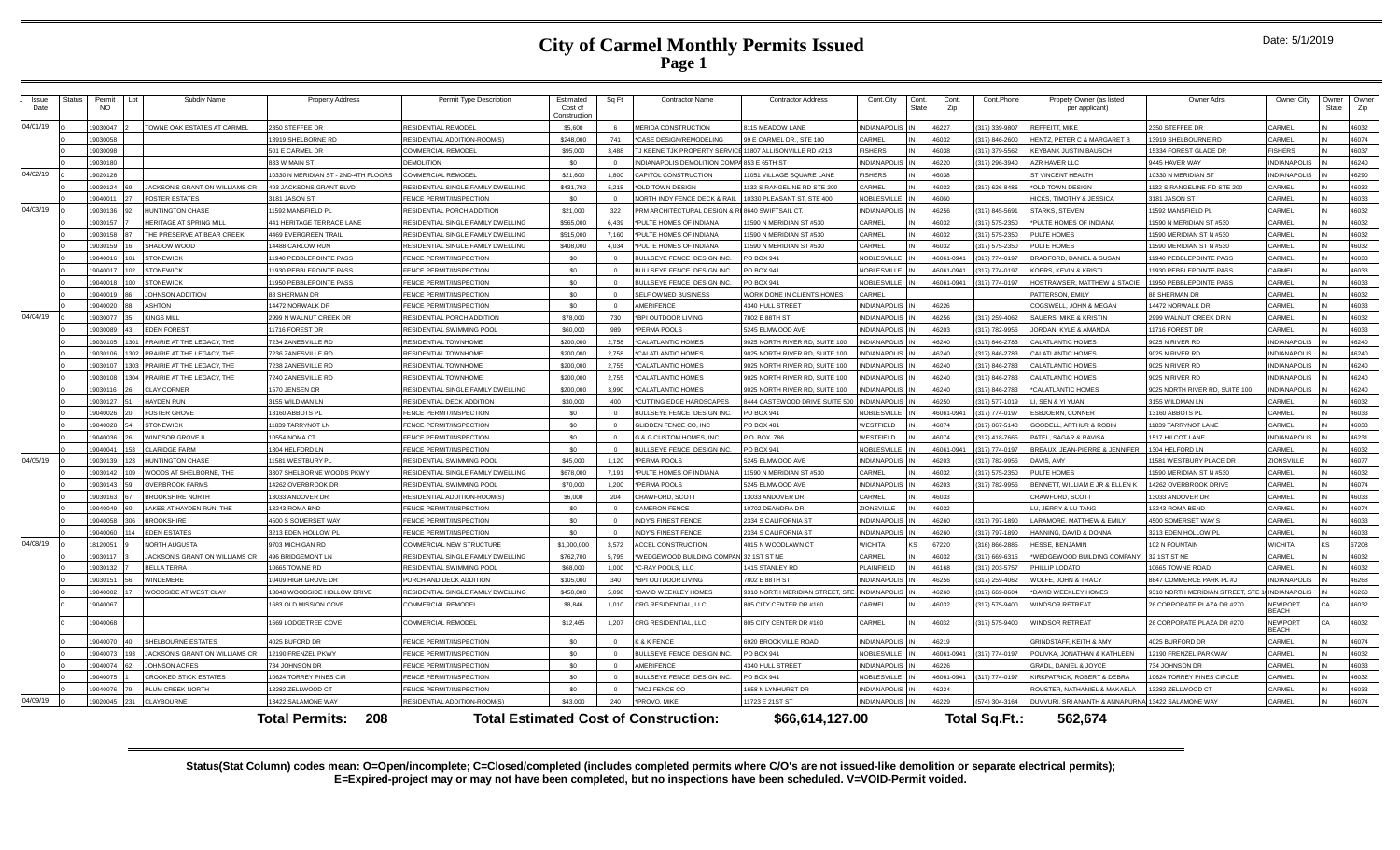# City of Carmel Monthly Permits Issued

Date: 5/1/2019

| Issue Date | Status | Permit NO | Lot | Subdiv Name | Property Address | Permit Type Description | Estimated Cost of Construction | Sq Ft | Contractor Name | Contractor Address | Cont.City | Cont. State | Cont. Zip | Cont.Phone | Propety Owner (as listed per applicant) | Owner Adrs | Owner City | Owner State | Owner Zip |
|---|---|---|---|---|---|---|---|---|---|---|---|---|---|---|---|---|---|---|---|
| 04/01/19 | O | 19030047 | 2 | TOWNE OAK ESTATES AT CARMEL | 2350 STEFFEE DR | RESIDENTIAL REMODEL | $5,600 | 6 | MERIDA CONSTRUCTION | 8115 MEADOW LANE | INDIANAPOLIS | IN | 46227 | (317) 339-9807 | REFFEITT, MIKE | 2350 STEFFEE DR | CARMEL | IN | 46032 |
| | O | 19030058 | | | 13919 SHELBORNE RD | RESIDENTIAL ADDITION-ROOM(S) | $248,000 | 741 | *CASE DESIGN/REMODELING | 99 E CARMEL DR., STE 100 | CARMEL | IN | 46032 | (317) 846-2600 | HENTZ, PETER C & MARGARET B | 13919 SHELBOURNE RD | CARMEL | IN | 46074 |
| | O | 19030098 | | | 501 E CARMEL DR | COMMERCIAL REMODEL | $95,000 | 3,488 | TJ KEENE TJK PROPERTY SERVICE | 11807 ALLISONVILLE RD #213 | FISHERS | IN | 46038 | (317) 379-5562 | KEYBANK JUSTIN BAUSCH | 15334 FOREST GLADE DR | FISHERS | IN | 46037 |
| | O | 19030180 | | | 833 W MAIN ST | DEMOLITION | $0 | 0 | INDIANAPOLIS DEMOLITION COMPA | 853 E 65TH ST | INDIANAPOLIS | IN | 46220 | (317) 296-3940 | AZR HAVER LLC | 9445 HAVER WAY | INDIANAPOLIS | IN | 46240 |
| 04/02/19 | C | 19020126 | | | 10330 N MERIDIAN ST - 2ND-4TH FLOORS | COMMERCIAL REMODEL | $21,600 | 1,800 | CAPITOL CONSTRUCTION | 11051 VILLAGE SQUARE LANE | FISHERS | IN | 46038 | | ST VINCENT HEALTH | 10330 N MERIDIAN ST | INDIANAPOLIS | IN | 46290 |
| | O | 19030124 | 69 | JACKSON'S GRANT ON WILLIAMS CR | 493 JACKSONS GRANT BLVD | RESIDENTIAL SINGLE FAMILY DWELLING | $431,702 | 5,215 | *OLD TOWN DESIGN | 1132 S RANGELINE RD STE 200 | CARMEL | IN | 46032 | (317) 626-8486 | *OLD TOWN DESIGN | 1132 S RANGELINE RD STE 200 | CARMEL | IN | 46032 |
| | O | 19040011 | 27 | FOSTER ESTATES | 3181 JASON ST | FENCE PERMIT/INSPECTION | $0 | 0 | NORTH INDY FENCE DECK & RAIL | 10330 PLEASANT ST, STE 400 | NOBLESVILLE | IN | 46060 | | HICKS, TIMOTHY & JESSICA | 3181 JASON ST | CARMEL | IN | 46033 |
| 04/03/19 | O | 19030136 | 92 | HUNTINGTON CHASE | 11592 MANSFIELD PL | RESIDENTIAL PORCH ADDITION | $21,000 | 322 | PRM ARCHITECTURAL DESIGN & R | 8640 SWIFTSAIL CT. | INDIANAPOLIS | IN | 46256 | (317) 845-5691 | STARKS, STEVEN | 11592 MANSFIELD PL | CARMEL | IN | 46032 |
| | O | 19030157 | 7 | HERITAGE AT SPRING MILL | 441 HERITAGE TERRACE LANE | RESIDENTIAL SINGLE FAMILY DWELLING | $565,000 | 6,439 | *PULTE HOMES OF INDIANA | 11590 N MERIDIAN ST #530 | CARMEL | IN | 46032 | (317) 575-2350 | *PULTE HOMES OF INDIANA | 11590 N MERIDIAN ST #530 | CARMEL | IN | 46032 |
| | O | 19030158 | 87 | THE PRESERVE AT BEAR CREEK | 4469 EVERGREEN TRAIL | RESIDENTIAL SINGLE FAMILY DWELLING | $515,000 | 7,160 | *PULTE HOMES OF INDIANA | 11590 N MERIDIAN ST #530 | CARMEL | IN | 46032 | (317) 575-2350 | PULTE HOMES | 11590 MERIDIAN ST N #530 | CARMEL | IN | 46032 |
| | O | 19030159 | 16 | SHADOW WOOD | 14488 CARLOW RUN | RESIDENTIAL SINGLE FAMILY DWELLING | $408,000 | 4,034 | *PULTE HOMES OF INDIANA | 11590 N MERIDIAN ST #530 | CARMEL | IN | 46032 | (317) 575-2350 | PULTE HOMES | 11590 MERIDIAN ST N #530 | CARMEL | IN | 46032 |
| | O | 19040016 | 101 | STONEWICK | 11940 PEBBLEPOINTE PASS | FENCE PERMIT/INSPECTION | $0 | 0 | BULLSEYE FENCE DESIGN INC. | PO BOX 941 | NOBLESVILLE | IN | 46061-0941 | (317) 774-0197 | BRADFORD, DANIEL & SUSAN | 11940 PEBBLEPOINTE PASS | CARMEL | IN | 46033 |
| | O | 19040017 | 102 | STONEWICK | 11930 PEBBLEPOINTE PASS | FENCE PERMIT/INSPECTION | $0 | 0 | BULLSEYE FENCE DESIGN INC. | PO BOX 941 | NOBLESVILLE | IN | 46061-0941 | (317) 774-0197 | KOERS, KEVIN & KRISTI | 11930 PEBBLEPOINTE PASS | CARMEL | IN | 46033 |
| | O | 19040018 | 100 | STONEWICK | 11950 PEBBLEPOINTE PASS | FENCE PERMIT/INSPECTION | $0 | 0 | BULLSEYE FENCE DESIGN INC. | PO BOX 941 | NOBLESVILLE | IN | 46061-0941 | (317) 774-0197 | HOSTRAWSER, MATTHEW & STACIE | 11950 PEBBLEPOINTE PASS | CARMEL | IN | 46033 |
| | O | 19040019 | 86 | JOHNSON ADDITION | 88 SHERMAN DR | FENCE PERMIT/INSPECTION | $0 | 0 | SELF OWNED BUSINESS | WORK DONE IN CLIENTS HOMES | CARMEL | | | | PATTERSON, EMILY | 88 SHERMAN DR | CARMEL | IN | 46032 |
| | O | 19040020 | 88 | ASHTON | 14472 NORWALK DR | FENCE PERMIT/INSPECTION | $0 | 0 | AMERIFENCE | 4340 HULL STREET | INDIANAPOLIS | IN | 46226 | | COGSWELL, JOHN & MEGAN | 14472 NORWALK DR | CARMEL | IN | 46033 |
| 04/04/19 | C | 19030077 | 35 | KINGS MILL | 2999 N WALNUT CREEK DR | RESIDENTIAL PORCH ADDITION | $78,000 | 730 | *BPI OUTDOOR LIVING | 7802 E 88TH ST | INDIANAPOLIS | IN | 46256 | (317) 259-4062 | SAUERS, MIKE & KRISTIN | 2999 WALNUT CREEK DR N | CARMEL | IN | 46032 |
| | O | 19030089 | 43 | EDEN FOREST | 11716 FOREST DR | RESIDENTIAL SWIMMING POOL | $60,000 | 989 | *PERMA POOLS | 5245 ELMWOOD AVE | INDIANAPOLIS | IN | 46203 | (317) 782-9956 | JORDAN, KYLE & AMANDA | 11716 FOREST DR | CARMEL | IN | 46033 |
| | O | 19030105 | 1301 | PRAIRIE AT THE LEGACY, THE | 7234 ZANESVILLE RD | RESIDENTIAL TOWNHOME | $200,000 | 2,758 | *CALATLANTIC HOMES | 9025 NORTH RIVER RD, SUITE 100 | INDIANAPOLIS | IN | 46240 | (317) 846-2783 | CALATLANTIC HOMES | 9025 N RIVER RD | INDIANAPOLIS | IN | 46240 |
| | O | 19030106 | 1302 | PRAIRIE AT THE LEGACY, THE | 7236 ZANESVILLE RD | RESIDENTIAL TOWNHOME | $200,000 | 2,758 | *CALATLANTIC HOMES | 9025 NORTH RIVER RD, SUITE 100 | INDIANAPOLIS | IN | 46240 | (317) 846-2783 | CALATLANTIC HOMES | 9025 N RIVER RD | INDIANAPOLIS | IN | 46240 |
| | O | 19030107 | 1303 | PRAIRIE AT THE LEGACY, THE | 7238 ZANESVILLE RD | RESIDENTIAL TOWNHOME | $200,000 | 2,755 | *CALATLANTIC HOMES | 9025 NORTH RIVER RD, SUITE 100 | INDIANAPOLIS | IN | 46240 | (317) 846-2783 | CALATLANTIC HOMES | 9025 N RIVER RD | INDIANAPOLIS | IN | 46240 |
| | O | 19030108 | 1304 | PRAIRIE AT THE LEGACY, THE | 7240 ZANESVILLE RD | RESIDENTIAL TOWNHOME | $200,000 | 2,755 | *CALATLANTIC HOMES | 9025 NORTH RIVER RD, SUITE 100 | INDIANAPOLIS | IN | 46240 | (317) 846-2783 | CALATLANTIC HOMES | 9025 N RIVER RD | INDIANAPOLIS | IN | 46240 |
| | O | 19030116 | 26 | CLAY CORNER | 1570 JENSEN DR | RESIDENTIAL SINGLE FAMILY DWELLING | $200,000 | 3,990 | *CALATLANTIC HOMES | 9025 NORTH RIVER RD, SUITE 100 | INDIANAPOLIS | IN | 46240 | (317) 846-2783 | *CALATLANTIC HOMES | 9025 NORTH RIVER RD, SUITE 100 | INDIANAPOLIS | IN | 46240 |
| | O | 19030127 | 51 | HAYDEN RUN | 3155 WILDMAN LN | RESIDENTIAL DECK ADDITION | $30,000 | 400 | *CUTTING EDGE HARDSCAPES | 8444 CASTEWOOD DRIVE SUITE 500 | INDIANAPOLIS | IN | 46250 | (317) 577-1019 | LI, SEN & YI YUAN | 3155 WILDMAN LN | CARMEL | IN | 46032 |
| | O | 19040026 | 20 | FOSTER GROVE | 13160 ABBOTS PL | FENCE PERMIT/INSPECTION | $0 | 0 | BULLSEYE FENCE DESIGN INC. | PO BOX 941 | NOBLESVILLE | IN | 46061-0941 | (317) 774-0197 | ESBJOERN, CONNER | 13160 ABBOTS PL | CARMEL | IN | 46033 |
| | O | 19040028 | 54 | STONEWICK | 11839 TARRYNOT LN | FENCE PERMIT/INSPECTION | $0 | 0 | GLIDDEN FENCE CO, INC | PO BOX 481 | WESTFIELD | IN | 46074 | (317) 867-5140 | GOODELL, ARTHUR & ROBIN | 11839 TARRYNOT LANE | CARMEL | IN | 46033 |
| | O | 19040036 | 26 | WINDSOR GROVE II | 10554 NOMA CT | FENCE PERMIT/INSPECTION | $0 | 0 | G & G CUSTOM HOMES, INC | P.O. BOX 786 | WESTFIELD | IN | 46074 | (317) 418-7665 | PATEL, SAGAR & RAVISA | 1517 HILCOT LANE | INDIANAPOLIS | IN | 46231 |
| | O | 19040041 | 153 | CLARIDGE FARM | 1304 HELFORD LN | FENCE PERMIT/INSPECTION | $0 | 0 | BULLSEYE FENCE DESIGN INC. | PO BOX 941 | NOBLESVILLE | IN | 46061-0941 | (317) 774-0197 | BREAUX, JEAN-PIERRE & JENNIFER | 1304 HELFORD LN | CARMEL | IN | 46032 |
| 04/05/19 | O | 19030139 | 123 | HUNTINGTON CHASE | 11581 WESTBURY PL | RESIDENTIAL SWIMMING POOL | $45,000 | 1,120 | *PERMA POOLS | 5245 ELMWOOD AVE | INDIANAPOLIS | IN | 46203 | (317) 782-9956 | DAVIS, AMY | 11581 WESTBURY PLACE DR | ZIONSVILLE | IN | 46077 |
| | O | 19030142 | 109 | WOODS AT SHELBORNE, THE | 3307 SHELBORNE WOODS PKWY | RESIDENTIAL SINGLE FAMILY DWELLING | $678,000 | 7,191 | *PULTE HOMES OF INDIANA | 11590 N MERIDIAN ST #530 | CARMEL | IN | 46032 | (317) 575-2350 | PULTE HOMES | 11590 MERIDIAN ST N #530 | CARMEL | IN | 46032 |
| | O | 19030143 | 59 | OVERBROOK FARMS | 14262 OVERBROOK DR | RESIDENTIAL SWIMMING POOL | $70,000 | 1,200 | *PERMA POOLS | 5245 ELMWOOD AVE | INDIANAPOLIS | IN | 46203 | (317) 782-9956 | BENNETT, WILLIAM E JR & ELLEN K | 14262 OVERBROOK DRIVE | CARMEL | IN | 46074 |
| | O | 19030163 | 67 | BROOKSHIRE NORTH | 13033 ANDOVER DR | RESIDENTIAL ADDITION-ROOM(S) | $6,000 | 204 | CRAWFORD, SCOTT | 13033 ANDOVER DR | CARMEL | IN | 46033 | | CRAWFORD, SCOTT | 13033 ANDOVER DR | CARMEL | IN | 46033 |
| | O | 19040049 | 60 | LAKES AT HAYDEN RUN, THE | 13243 ROMA BND | FENCE PERMIT/INSPECTION | $0 | 0 | CAMERON FENCE | 10702 DEANDRA DR | ZIONSVILLE | IN | 46032 | | LU, JERRY & LU TANG | 13243 ROMA BEND | CARMEL | IN | 46074 |
| | O | 19040058 | 306 | BROOKSHIRE | 4500 S SOMERSET WAY | FENCE PERMIT/INSPECTION | $0 | 0 | INDY'S FINEST FENCE | 2334 S CALIFORNIA ST | INDIANAPOLIS | IN | 46260 | (317) 797-1890 | LARAMORE, MATTHEW & EMILY | 4500 SOMERSET WAY S | CARMEL | IN | 46033 |
| | O | 19040060 | 114 | EDEN ESTATES | 3213 EDEN HOLLOW PL | FENCE PERMIT/INSPECTION | $0 | 0 | INDY'S FINEST FENCE | 2334 S CALIFORNIA ST | INDIANAPOLIS | IN | 46260 | (317) 797-1890 | HANNING, DAVID & DONNA | 3213 EDEN HOLLOW PL | CARMEL | IN | 46033 |
| 04/08/19 | O | 18120051 | 9 | NORTH AUGUSTA | 9703 MICHIGAN RD | COMMERCIAL NEW STRUCTURE | $1,000,000 | 3,572 | ACCEL CONSTRUCTION | 4015 N WOODLAWN CT | WICHITA | KS | 67220 | (316) 866-2885 | HESSE, BENJAMIN | 102 N FOUNTAIN | WICHITA | KS | 67208 |
| | O | 19030117 | 3 | JACKSON'S GRANT ON WILLIAMS CR | 496 BRIDGEMONT LN | RESIDENTIAL SINGLE FAMILY DWELLING | $762,700 | 5,795 | *WEDGEWOOD BUILDING COMPANY | 32 1ST ST NE | CARMEL | IN | 46032 | (317) 669-6315 | *WEDGEWOOD BUILDING COMPANY | 32 1ST ST NE | CARMEL | IN | 46032 |
| | O | 19030132 | 7 | BELLA TERRA | 10665 TOWNE RD | RESIDENTIAL SWIMMING POOL | $68,000 | 1,000 | *C-RAY POOLS, LLC | 1415 STANLEY RD | PLAINFIELD | IN | 46168 | (317) 203-5757 | PHILLIP LODATO | 10665 TOWNE ROAD | CARMEL | IN | 46032 |
| | O | 19030151 | 56 | WINDEMERE | 10409 HIGH GROVE DR | PORCH AND DECK ADDITION | $105,000 | 340 | *BPI OUTDOOR LIVING | 7802 E 88TH ST | INDIANAPOLIS | IN | 46256 | (317) 259-4062 | WOLFE, JOHN & TRACY | 8847 COMMERCE PARK PL #J | INDIANAPOLIS | IN | 46268 |
| | O | 19040002 | 17 | WOODSIDE AT WEST CLAY | 13848 WOODSIDE HOLLOW DRIVE | RESIDENTIAL SINGLE FAMILY DWELLING | $450,000 | 5,098 | *DAVID WEEKLEY HOMES | 9310 NORTH MERIDIAN STREET, STE | INDIANAPOLIS | IN | 46260 | (317) 669-8604 | *DAVID WEEKLEY HOMES | 9310 NORTH MERIDIAN STREET, STE 1 | INDIANAPOLIS | IN | 46260 |
| | C | 19040067 | | | 1683 OLD MISSION COVE | COMMERCIAL REMODEL | $8,846 | 1,010 | CRG RESIDENTIAL, LLC | 805 CITY CENTER DR #160 | CARMEL | IN | 46032 | (317) 575-9400 | WINDSOR RETREAT | 26 CORPORATE PLAZA DR #270 | NEWPORT BEACH | CA | 46032 |
| | C | 19040068 | | | 1669 LODGETREE COVE | COMMERCIAL REMODEL | $12,465 | 1,207 | CRG RESIDENTIAL, LLC | 805 CITY CENTER DR #160 | CARMEL | IN | 46032 | (317) 575-9400 | WINDSOR RETREAT | 26 CORPORATE PLAZA DR #270 | NEWPORT BEACH | CA | 46032 |
| | O | 19040070 | 40 | SHELBOURNE ESTATES | 4025 BUFORD DR | FENCE PERMIT/INSPECTION | $0 | 0 | K & K FENCE | 6920 BROOKVILLE ROAD | INDIANAPOLIS | IN | 46219 | | GRINDSTAFF, KEITH & AMY | 4025 BURFORD DR | CARMEL | IN | 46074 |
| | O | 19040073 | 193 | JACKSON'S GRANT ON WILLIAMS CR | 12190 FRENZEL PKWY | FENCE PERMIT/INSPECTION | $0 | 0 | BULLSEYE FENCE DESIGN INC. | PO BOX 941 | NOBLESVILLE | IN | 46061-0941 | (317) 774-0197 | POLIVKA, JONATHAN & KATHLEEN | 12190 FRENZEL PARKWAY | CARMEL | IN | 46032 |
| | O | 19040074 | 62 | JOHNSON ACRES | 734 JOHNSON DR | FENCE PERMIT/INSPECTION | $0 | 0 | AMERIFENCE | 4340 HULL STREET | INDIANAPOLIS | IN | 46226 | | GRADL, DANIEL & JOYCE | 734 JOHNSON DR | CARMEL | IN | 46033 |
| | O | 19040075 | 1 | CROOKED STICK ESTATES | 10624 TORREY PINES CIR | FENCE PERMIT/INSPECTION | $0 | 0 | BULLSEYE FENCE DESIGN INC. | PO BOX 941 | NOBLESVILLE | IN | 46061-0941 | (317) 774-0197 | KIRKPATRICK, ROBERT & DEBRA | 10624 TORREY PINES CIRCLE | CARMEL | IN | 46032 |
| | O | 19040076 | 79 | PLUM CREEK NORTH | 13282 ZELLWOOD CT | FENCE PERMIT/INSPECTION | $0 | 0 | TMCJ FENCE CO | 1658 N LYNHURST DR | INDIANAPOLIS | IN | 46224 | | ROUSTER, NATHANIEL & MAKAELA | 13282 ZELLWOOD CT | CARMEL | IN | 46033 |
| 04/09/19 | O | 19020045 | 231 | CLAYBOURNE | 13422 SALAMONE WAY | RESIDENTIAL ADDITION-ROOM(S) | $43,000 | 240 | *PROVO, MIKE | 11723 E 21ST ST | INDIANAPOLIS | IN | 46229 | (574) 304-3164 | DUVVURI, SRI ANANTH & ANNAPURNA | 13422 SALAMONE WAY | CARMEL | IN | 46074 |

**Total Permits: 208** **Total Estimated Cost of Construction: $66,614,127.00** **Total Sq.Ft.: 562,674**

**Status(Stat Column) codes mean: O=Open/incomplete; C=Closed/completed (includes completed permits where C/O's are not issued-like demolition or separate electrical permits); E=Expired-project may or may not have been completed, but no inspections have been scheduled. V=VOID-Permit voided.**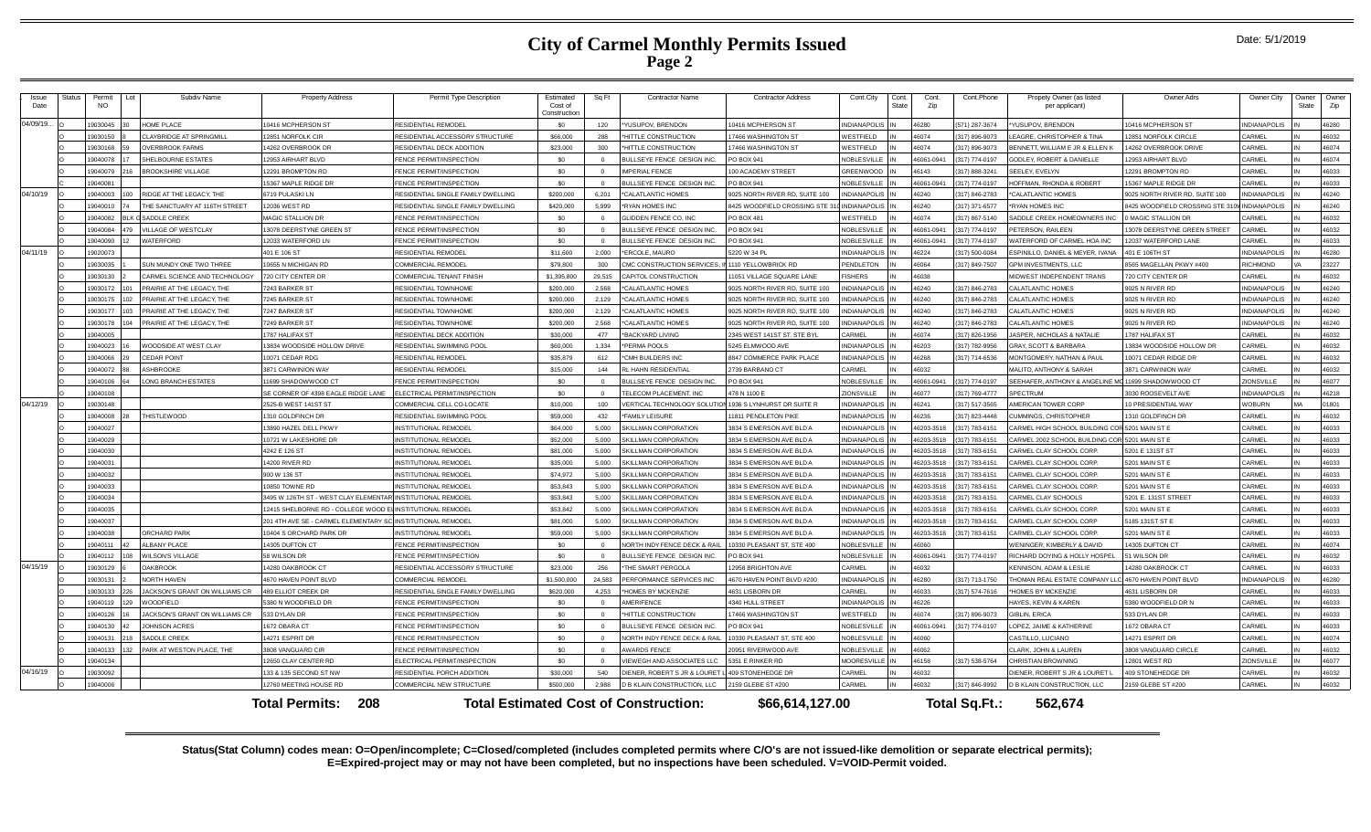# City of Carmel Monthly Permits Issued
## Page 2

Date: 5/1/2019

| Issue Date | Status | Permit NO | Lot | Subdiv Name | Property Address | Permit Type Description | Estimated Cost of Construction | Sq Ft | Contractor Name | Contractor Address | Cont.City | Cont. State | Cont. Zip | Cont.Phone | Propety Owner (as listed per applicant) | Owner Adrs | Owner City | Owner State | Owner Zip |
|---|---|---|---|---|---|---|---|---|---|---|---|---|---|---|---|---|---|---|---|
| 04/09/19... | O | 19030045 | 30 | HOME PLACE | 10416 MCPHERSON ST | RESIDENTIAL REMODEL | $0 | 120 | *YUSUPOV, BRENDON | 10416 MCPHERSON ST | INDIANAPOLIS | IN | 46280 | (571) 287-3674 | *YUSUPOV, BRENDON | 10416 MCPHERSON ST | INDIANAPOLIS | IN | 46280 |
| | O | 19030150 | 8 | CLAYBRIDGE AT SPRINGMILL | 12851 NORFOLK CIR | RESIDENTIAL ACCESSORY STRUCTURE | $66,000 | 288 | *HITTLE CONSTRUCTION | 17466 WASHINGTON ST | WESTFIELD | IN | 46074 | (317) 896-9073 | LEAGRE, CHRISTOPHER & TINA | 12851 NORFOLK CIRCLE | CARMEL | IN | 46032 |
| | O | 19030168 | 59 | OVERBROOK FARMS | 14262 OVERBROOK DR | RESIDENTIAL DECK ADDITION | $23,000 | 300 | *HITTLE CONSTRUCTION | 17466 WASHINGTON ST | WESTFIELD | IN | 46074 | (317) 896-9073 | BENNETT, WILLIAM E JR & ELLEN K | 14262 OVERBROOK DRIVE | CARMEL | IN | 46074 |
| | O | 19040078 | 17 | SHELBOURNE ESTATES | 12953 AIRHART BLVD | FENCE PERMIT/INSPECTION | $0 | 0 | BULLSEYE FENCE DESIGN INC. | PO BOX 941 | NOBLESVILLE | IN | 46061-0941 | (317) 774-0197 | GODLEY, ROBERT & DANIELLE | 12953 AIRHART BLVD | CARMEL | IN | 46074 |
| | O | 19040079 | 216 | BROOKSHIRE VILLAGE | 12291 BROMPTON RD | FENCE PERMIT/INSPECTION | $0 | 0 | IMPERIAL FENCE | 100 ACADEMY STREET | GREENWOOD | IN | 46143 | (317) 888-3241 | SEELEY, EVELYN | 12291 BROMPTON RD | CARMEL | IN | 46033 |
| | C | 19040081 | | | 15367 MAPLE RIDGE DR | FENCE PERMIT/INSPECTION | $0 | 0 | BULLSEYE FENCE DESIGN INC. | PO BOX 941 | NOBLESVILLE | IN | 46061-0941 | (317) 774-0197 | HOFFMAN, RHONDA & ROBERT | 15367 MAPLE RIDGE DR | CARMEL | IN | 46033 |
| 04/10/19 | O | 19040003 | 100 | RIDGE AT THE LEGACY, THE | 6719 PULASKI LN | RESIDENTIAL SINGLE FAMILY DWELLING | $200,000 | 6,201 | *CALATLANTIC HOMES | 9025 NORTH RIVER RD, SUITE 100 | INDIANAPOLIS | IN | 46240 | (317) 846-2783 | *CALATLANTIC HOMES | 9025 NORTH RIVER RD, SUITE 100 | INDIANAPOLIS | IN | 46240 |
| | O | 19040010 | 74 | THE SANCTUARY AT 116TH STREET | 12036 WEST RD | RESIDENTIAL SINGLE FAMILY DWELLING | $420,000 | 5,999 | *RYAN HOMES INC | 8425 WOODFIELD CROSSING STE 310 | INDIANAPOLIS | IN | 46240 | (317) 371-6577 | *RYAN HOMES INC | 8425 WOODFIELD CROSSING STE 310W | INDIANAPOLIS | IN | 46240 |
| | O | 19040082 | BLK C | SADDLE CREEK | MAGIC STALLION DR | FENCE PERMIT/INSPECTION | $0 | 0 | GLIDDEN FENCE CO, INC | PO BOX 481 | WESTFIELD | IN | 46074 | (317) 867-5140 | SADDLE CREEK HOMEOWNERS INC | 0 MAGIC STALLION DR | CARMEL | IN | 46032 |
| | O | 19040084 | 479 | VILLAGE OF WESTCLAY | 13078 DEERSTYNE GREEN ST | FENCE PERMIT/INSPECTION | $0 | 0 | BULLSEYE FENCE DESIGN INC. | PO BOX 941 | NOBLESVILLE | IN | 46061-0941 | (317) 774-0197 | PETERSON, RAILEEN | 13078 DEERSTYNE GREEN STREET | CARMEL | IN | 46032 |
| | O | 19040090 | 12 | WATERFORD | 12033 WATERFORD LN | FENCE PERMIT/INSPECTION | $0 | 0 | BULLSEYE FENCE DESIGN INC. | PO BOX 941 | NOBLESVILLE | IN | 46061-0941 | (317) 774-0197 | WATERFORD OF CARMEL HOA INC | 12037 WATERFORD LANE | CARMEL | IN | 46033 |
| 04/11/19 | O | 19020073 | | | 401 E 106 ST | RESIDENTIAL REMODEL | $11,600 | 2,000 | *ERCOLE, MAURO | 5220 W 34 PL | INDIANAPOLIS | IN | 46224 | (317) 500-0084 | ESPINILLO, DANIEL & MEYER, IVANA | 401 E 106TH ST | INDIANAPOLIS | IN | 46280 |
| | O | 19030035 | 1 | SUN MUNDY ONE TWO THREE | 10065 N MICHIGAN RD | COMMERCIAL REMODEL | $79,800 | 300 | CMC CONSTRUCTION SERVICES, IN | 1110 YELLOWBRICK RD | PENDLETON | IN | 46064 | (317) 849-7507 | GPM INVESTMENTS, LLC | 8565 MAGELLAN PKWY #400 | RICHMOND | VA | 23227 |
| | O | 19030130 | 2 | CARMEL SCIENCE AND TECHNOLOGY | 720 CITY CENTER DR | COMMERCIAL TENANT FINISH | $1,395,800 | 29,515 | CAPITOL CONSTRUCTION | 11051 VILLAGE SQUARE LANE | FISHERS | IN | 46038 | | MIDWEST INDEPENDENT TRANS | 720 CITY CENTER DR | CARMEL | IN | 46032 |
| | O | 19030172 | 101 | PRAIRIE AT THE LEGACY, THE | 7243 BARKER ST | RESIDENTIAL TOWNHOME | $200,000 | 2,568 | *CALATLANTIC HOMES | 9025 NORTH RIVER RD, SUITE 100 | INDIANAPOLIS | IN | 46240 | (317) 846-2783 | CALATLANTIC HOMES | 9025 N RIVER RD | INDIANAPOLIS | IN | 46240 |
| | O | 19030175 | 102 | PRAIRIE AT THE LEGACY, THE | 7245 BARKER ST | RESIDENTIAL TOWNHOME | $200,000 | 2,129 | *CALATLANTIC HOMES | 9025 NORTH RIVER RD, SUITE 100 | INDIANAPOLIS | IN | 46240 | (317) 846-2783 | CALATLANTIC HOMES | 9025 N RIVER RD | INDIANAPOLIS | IN | 46240 |
| | O | 19030177 | 103 | PRAIRIE AT THE LEGACY, THE | 7247 BARKER ST | RESIDENTIAL TOWNHOME | $200,000 | 2,129 | *CALATLANTIC HOMES | 9025 NORTH RIVER RD, SUITE 100 | INDIANAPOLIS | IN | 46240 | (317) 846-2783 | CALATLANTIC HOMES | 9025 N RIVER RD | INDIANAPOLIS | IN | 46240 |
| | O | 19030178 | 104 | PRAIRIE AT THE LEGACY, THE | 7249 BARKER ST | RESIDENTIAL TOWNHOME | $200,000 | 2,568 | *CALATLANTIC HOMES | 9025 NORTH RIVER RD, SUITE 100 | INDIANAPOLIS | IN | 46240 | (317) 846-2783 | CALATLANTIC HOMES | 9025 N RIVER RD | INDIANAPOLIS | IN | 46240 |
| | O | 19040005 | | | 1787 HALIFAX ST | RESIDENTIAL DECK ADDITION | $30,000 | 477 | *BACKYARD LIVING | 2345 WEST 141ST ST. STE BYL | CARMEL | IN | 46074 | (317) 826-1956 | JASPER, NICHOLAS & NATALIE | 1787 HALIFAX ST | CARMEL | IN | 46032 |
| | O | 19040023 | 16 | WOODSIDE AT WEST CLAY | 13834 WOODSIDE HOLLOW DRIVE | RESIDENTIAL SWIMMING POOL | $60,000 | 1,334 | *PERMA POOLS | 5245 ELMWOOD AVE | INDIANAPOLIS | IN | 46203 | (317) 782-9956 | GRAY, SCOTT & BARBARA | 13834 WOODSIDE HOLLOW DR | CARMEL | IN | 46032 |
| | O | 19040066 | 29 | CEDAR POINT | 10071 CEDAR RDG | RESIDENTIAL REMODEL | $35,879 | 612 | *CMH BUILDERS INC | 8847 COMMERCE PARK PLACE | INDIANAPOLIS | IN | 46268 | (317) 714-6536 | MONTGOMERY, NATHAN & PAUL | 10071 CEDAR RIDGE DR | CARMEL | IN | 46032 |
| | O | 19040072 | 88 | ASHBROOKE | 3871 CARWINION WAY | RESIDENTIAL REMODEL | $15,000 | 144 | RL HAHN RESIDENTIAL | 2739 BARBANO CT | CARMEL | IN | 46032 | | MALITO, ANTHONY & SARAH | 3871 CARWINION WAY | CARMEL | IN | 46032 |
| | O | 19040106 | 64 | LONG BRANCH ESTATES | 11699 SHADOWWOOD CT | FENCE PERMIT/INSPECTION | $0 | 0 | BULLSEYE FENCE DESIGN INC. | PO BOX 941 | NOBLESVILLE | IN | 46061-0941 | (317) 774-0197 | SEEHAFER, ANTHONY & ANGELINE M | 11699 SHADOWWOOD CT | ZIONSVILLE | IN | 46077 |
| | O | 19040108 | | | SE CORNER OF 4398 EAGLE RIDGE LANE | ELECTRICAL PERMIT/INSPECTION | $0 | 0 | TELECOM PLACEMENT, INC | 478 N 1100 E | ZIONSVILLE | IN | 46077 | (317) 769-4777 | SPECTRUM | 3030 ROOSEVELT AVE | INDIANAPOLIS | IN | 46218 |
| 04/12/19 | O | 19030148 | | | 2525-B WEST 141ST ST | COMMERCIAL CELL CO-LOCATE | $10,000 | 100 | VERTICAL TECHNOLOGY SOLUTION | 1936 S LYNHURST DR SUITE R | INDIANAPOLIS | IN | 46241 | (317) 517-3565 | AMERICAN TOWER CORP | 10 PRESIDENTIAL WAY | WOBURN | MA | 01801 |
| | O | 19040008 | 28 | THISTLEWOOD | 1310 GOLDFINCH DR | RESIDENTIAL SWIMMING POOL | $59,000 | 432 | *FAMILY LEISURE | 11811 PENDLETON PIKE | INDIANAPOLIS | IN | 46236 | (317) 823-4448 | CUMMINGS, CHRISTOPHER | 1310 GOLDFINCH DR | CARMEL | IN | 46032 |
| | O | 19040027 | | | 13890 HAZEL DELL PKWY | INSTITUTIONAL REMODEL | $64,000 | 5,000 | SKILLMAN CORPORATION | 3834 S EMERSON AVE BLD A | INDIANAPOLIS | IN | 46203-3518 | (317) 783-6151 | CARMEL HIGH SCHOOL BUILDING COR | 5201 MAIN ST E | CARMEL | IN | 46033 |
| | O | 19040029 | | | 10721 W LAKESHORE DR | INSTITUTIONAL REMODEL | $52,000 | 5,000 | SKILLMAN CORPORATION | 3834 S EMERSON AVE BLD A | INDIANAPOLIS | IN | 46203-3518 | (317) 783-6151 | CARMEL 2002 SCHOOL BUILDING COR | 5201 MAIN ST E | CARMEL | IN | 46033 |
| | O | 19040030 | | | 4242 E 126 ST | INSTITUTIONAL REMODEL | $81,000 | 5,000 | SKILLMAN CORPORATION | 3834 S EMERSON AVE BLD A | INDIANAPOLIS | IN | 46203-3518 | (317) 783-6151 | CARMEL CLAY SCHOOL CORP. | 5201 E 131ST ST | CARMEL | IN | 46033 |
| | O | 19040031 | | | 14200 RIVER RD | INSTITUTIONAL REMODEL | $35,000 | 5,000 | SKILLMAN CORPORATION | 3834 S EMERSON AVE BLD A | INDIANAPOLIS | IN | 46203-3518 | (317) 783-6151 | CARMEL CLAY SCHOOL CORP. | 5201 MAIN ST E | CARMEL | IN | 46033 |
| | O | 19040032 | | | 900 W 136 ST | INSTITUTIONAL REMODEL | $74,972 | 5,000 | SKILLMAN CORPORATION | 3834 S EMERSON AVE BLD A | INDIANAPOLIS | IN | 46203-3518 | (317) 783-6151 | CARMEL CLAY SCHOOL CORP. | 5201 MAIN ST E | CARMEL | IN | 46033 |
| | O | 19040033 | | | 10850 TOWNE RD | INSTITUTIONAL REMODEL | $53,843 | 5,000 | SKILLMAN CORPORATION | 3834 S EMERSON AVE BLD A | INDIANAPOLIS | IN | 46203-3518 | (317) 783-6151 | CARMEL CLAY SCHOOL CORP. | 5201 MAIN ST E | CARMEL | IN | 46033 |
| | O | 19040034 | | | 3495 W 126TH ST - WEST CLAY ELEMENTARY | INSTITUTIONAL REMODEL | $53,843 | 5,000 | SKILLMAN CORPORATION | 3834 S EMERSON AVE BLD A | INDIANAPOLIS | IN | 46203-3518 | (317) 783-6151 | CARMEL CLAY SCHOOLS | 5201 E. 131ST STREET | CARMEL | IN | 46033 |
| | O | 19040035 | | | 12415 SHELBORNE RD - COLLEGE WOOD EL | INSTITUTIONAL REMODEL | $53,842 | 5,000 | SKILLMAN CORPORATION | 3834 S EMERSON AVE BLD A | INDIANAPOLIS | IN | 46203-3518 | (317) 783-6151 | CARMEL CLAY SCHOOL CORP. | 5201 MAIN ST E | CARMEL | IN | 46033 |
| | O | 19040037 | | | 201 4TH AVE SE - CARMEL ELEMENTARY SC | INSTITUTIONAL REMODEL | $81,000 | 5,000 | SKILLMAN CORPORATION | 3834 S EMERSON AVE BLD A | INDIANAPOLIS | IN | 46203-3518 | (317) 783-6151 | CARMEL CLAY SCHOOL CORP | 5185 131ST ST E | CARMEL | IN | 46033 |
| | O | 19040038 | | ORCHARD PARK | 10404 S ORCHARD PARK DR | INSTITUTIONAL REMODEL | $59,000 | 5,000 | SKILLMAN CORPORATION | 3834 S EMERSON AVE BLD A | INDIANAPOLIS | IN | 46203-3518 | (317) 783-6151 | CARMEL CLAY SCHOOL CORP. | 5201 MAIN ST E | CARMEL | IN | 46033 |
| | O | 19040111 | 42 | ALBANY PLACE | 14305 DUFTON CT | FENCE PERMIT/INSPECTION | $0 | 0 | NORTH INDY FENCE DECK & RAIL | 10330 PLEASANT ST, STE 400 | NOBLESVILLE | IN | 46060 | | WENINGER, KIMBERLY & DAVID | 14305 DUFTON CT | CARMEL | IN | 46074 |
| | O | 19040112 | 108 | WILSON'S VILLAGE | 58 WILSON DR | FENCE PERMIT/INSPECTION | $0 | 0 | BULLSEYE FENCE DESIGN INC. | PO BOX 941 | NOBLESVILLE | IN | 46061-0941 | (317) 774-0197 | RICHARD DOYING & HOLLY HOSPEL | 51 WILSON DR | CARMEL | IN | 46032 |
| 04/15/19 | O | 19030129 | 6 | OAKBROOK | 14280 OAKBROOK CT | RESIDENTIAL ACCESSORY STRUCTURE | $23,000 | 256 | *THE SMART PERGOLA | 12958 BRIGHTON AVE | CARMEL | IN | 46032 | | KENNISON, ADAM & LESLIE | 14280 OAKBROOK CT | CARMEL | IN | 46033 |
| | O | 19030131 | 2 | NORTH HAVEN | 4670 HAVEN POINT BLVD | COMMERCIAL REMODEL | $1,500,000 | 24,583 | PERFORMANCE SERVICES INC | 4670 HAVEN POINT BLVD #200 | INDIANAPOLIS | IN | 46280 | (317) 713-1750 | THOMAN REAL ESTATE COMPANY LLC | 4670 HAVEN POINT BLVD | INDIANAPOLIS | IN | 46280 |
| | O | 19030133 | 226 | JACKSON'S GRANT ON WILLIAMS CR | 489 ELLIOT CREEK DR | RESIDENTIAL SINGLE FAMILY DWELLING | $620,000 | 4,253 | *HOMES BY MCKENZIE | 4631 LISBORN DR | CARMEL | IN | 46033 | (317) 574-7616 | *HOMES BY MCKENZIE | 4631 LISBORN DR | CARMEL | IN | 46033 |
| | O | 19040119 | 129 | WOODFIELD | 5380 N WOODFIELD DR | FENCE PERMIT/INSPECTION | $0 | 0 | AMERIFENCE | 4340 HULL STREET | INDIANAPOLIS | IN | 46226 | | HAYES, KEVIN & KAREN | 5380 WOODFIELD DR N | CARMEL | IN | 46033 |
| | O | 19040126 | 16 | JACKSON'S GRANT ON WILLIAMS CR | 533 DYLAN DR | FENCE PERMIT/INSPECTION | $0 | 0 | *HITTLE CONSTRUCTION | 17466 WASHINGTON ST | WESTFIELD | IN | 46074 | (317) 896-9073 | GIBLIN, ERICA | 533 DYLAN DR | CARMEL | IN | 46032 |
| | O | 19040130 | 42 | JOHNSON ACRES | 1672 OBARA CT | FENCE PERMIT/INSPECTION | $0 | 0 | BULLSEYE FENCE DESIGN INC. | PO BOX 941 | NOBLESVILLE | IN | 46061-0941 | (317) 774-0197 | LOPEZ, JAIME & KATHERINE | 1672 OBARA CT | CARMEL | IN | 46033 |
| | O | 19040131 | 218 | SADDLE CREEK | 14271 ESPRIT DR | FENCE PERMIT/INSPECTION | $0 | 0 | NORTH INDY FENCE DECK & RAIL | 10330 PLEASANT ST, STE 400 | NOBLESVILLE | IN | 46060 | | CASTILLO, LUCIANO | 14271 ESPRIT DR | CARMEL | IN | 46074 |
| | O | 19040133 | 132 | PARK AT WESTON PLACE, THE | 3808 VANGUARD CIR | FENCE PERMIT/INSPECTION | $0 | 0 | AWARDS FENCE | 20951 RIVERWOOD AVE | NOBLESVILLE | IN | 46062 | | CLARK, JOHN & LAUREN | 3808 VANGUARD CIRCLE | CARMEL | IN | 46032 |
| | O | 19040134 | | | 12650 CLAY CENTER RD | ELECTRICAL PERMIT/INSPECTION | $0 | 0 | VIEWEGH AND ASSOCIATES LLC | 5351 E RINKER RD | MOORESVILLE | IN | 46158 | (317) 538-5764 | CHRISTIAN BROWNING | 12801 WEST RD | ZIONSVILLE | IN | 46077 |
| 04/16/19 | O | 19030092 | | | 133 & 135 SECOND ST NW | RESIDENTIAL PORCH ADDITION | $30,000 | 540 | DIENER, ROBERT S JR & LOURET L | 409 STONEHEDGE DR | CARMEL | IN | 46032 | | DIENER, ROBERT S JR & LOURET L | 409 STONEHEDGE DR | CARMEL | IN | 46032 |
| | O | 19040006 | | | 12760 MEETING HOUSE RD | COMMERCIAL NEW STRUCTURE | $500,000 | 2,988 | D B KLAIN CONSTRUCTION, LLC | 2159 GLEBE ST #200 | CARMEL | IN | 46032 | (317) 846-9992 | D B KLAIN CONSTRUCTION, LLC | 2159 GLEBE ST #200 | CARMEL | IN | 46032 |

**Total Permits: 208** **Total Estimated Cost of Construction: $66,614,127.00** **Total Sq.Ft.: 562,674**

**Status(Stat Column) codes mean: O=Open/incomplete; C=Closed/completed (includes completed permits where C/O's are not issued-like demolition or separate electrical permits); E=Expired-project may or may not have been completed, but no inspections have been scheduled. V=VOID-Permit voided.**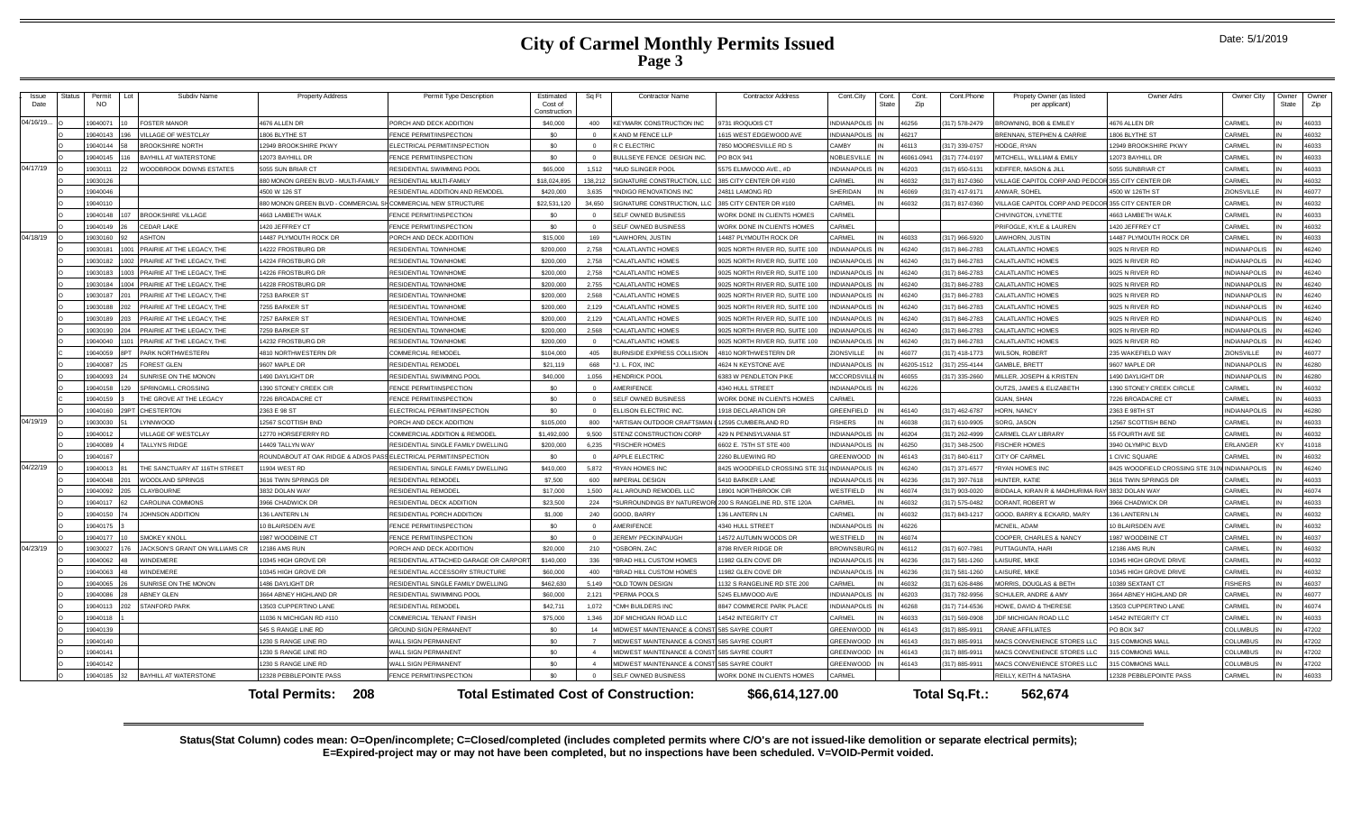# City of Carmel Monthly Permits Issued

## Page 3

Date: 5/1/2019

| Issue Date | Status | Permit NO | Lot | Subdiv Name | Property Address | Permit Type Description | Estimated Cost of Construction | Sq Ft | Contractor Name | Contractor Address | Cont.City | Cont. State | Cont. Zip | Cont.Phone | Propety Owner (as listed per applicant) | Owner Adrs | Owner City | Owner State | Owner Zip |
|---|---|---|---|---|---|---|---|---|---|---|---|---|---|---|---|---|---|---|---|
| 04/16/19... | O | 19040071 | 10 | FOSTER MANOR | 4676 ALLEN DR | PORCH AND DECK ADDITION | $40,000 | 400 | KEYMARK CONSTRUCTION INC | 9731 IROQUOIS CT | INDIANAPOLIS | IN | 46256 | (317) 578-2479 | BROWNING, BOB & EMILEY | 4676 ALLEN DR | CARMEL | IN | 46033 |
| | O | 19040143 | 196 | VILLAGE OF WESTCLAY | 1806 BLYTHE ST | FENCE PERMIT/INSPECTION | $0 | 0 | K AND M FENCE LLP | 1615 WEST EDGEWOOD AVE | INDIANAPOLIS | IN | 46217 | | BRENNAN, STEPHEN & CARRIE | 1806 BLYTHE ST | CARMEL | IN | 46032 |
| | O | 19040144 | 58 | BROOKSHIRE NORTH | 12949 BROOKSHIRE PKWY | ELECTRICAL PERMIT/INSPECTION | $0 | 0 | R.C ELECTRIC | 7850 MOORESVILLE RD S | CAMBY | IN | 46113 | (317) 339-0757 | HODGE, RYAN | 12949 BROOKSHIRE PKWY | CARMEL | IN | 46033 |
| | O | 19040145 | 116 | BAYHILL AT WATERSTONE | 12073 BAYHILL DR | FENCE PERMIT/INSPECTION | $0 | 0 | BULLSEYE FENCE DESIGN INC. | PO BOX 941 | NOBLESVILLE | IN | 46061-0941 | (317) 774-0197 | MITCHELL, WILLIAM & EMILY | 12073 BAYHILL DR | CARMEL | IN | 46033 |
| 04/17/19 | O | 19030111 | 22 | WOODBROOK DOWNS ESTATES | 5055 SUN BRIAR CT | RESIDENTIAL SWIMMING POOL | $65,000 | 1,512 | *MUD SLINGER POOL | 5575 ELMWOOD AVE., #D | INDIANAPOLIS | IN | 46203 | (317) 650-5131 | KEIFFER, MASON & JILL | 5055 SUNBRIAR CT | CARMEL | IN | 46033 |
| | O | 19030126 | | | 880 MONON GREEN BLVD - MULTI-FAMILY | RESIDENTIAL MULTI-FAMILY | $18,024,895 | 138,212 | SIGNATURE CONSTRUCTION, LLC | 385 CITY CENTER DR #100 | CARMEL | IN | 46032 | (317) 817-0360 | VILLAGE CAPITOL CORP AND PEDCOR | 355 CITY CENTER DR | CARMEL | IN | 46032 |
| | O | 19040046 | | | 4500 W 126 ST | RESIDENTIAL ADDITION AND REMODEL | $420,000 | 3,635 | *INDIGO RENOVATIONS INC | 24811 LAMONG RD | SHERIDAN | IN | 46069 | (317) 417-9171 | ANWAR, SOHEL | 4500 W 126TH ST | ZIONSVILLE | IN | 46077 |
| | O | 19040110 | | | 880 MONON GREEN BLVD - COMMERCIAL SH | COMMERCIAL NEW STRUCTURE | $22,531,120 | 34,650 | SIGNATURE CONSTRUCTION, LLC | 385 CITY CENTER DR #100 | CARMEL | IN | 46032 | (317) 817-0360 | VILLAGE CAPITOL CORP AND PEDCOR | 355 CITY CENTER DR | CARMEL | IN | 46032 |
| | O | 19040148 | 107 | BROOKSHIRE VILLAGE | 4663 LAMBETH WALK | FENCE PERMIT/INSPECTION | $0 | 0 | SELF OWNED BUSINESS | WORK DONE IN CLIENTS HOMES | CARMEL | | | | CHIVINGTON, LYNETTE | 4663 LAMBETH WALK | CARMEL | IN | 46033 |
| | O | 19040149 | 26 | CEDAR LAKE | 1420 JEFFREY CT | FENCE PERMIT/INSPECTION | $0 | 0 | SELF OWNED BUSINESS | WORK DONE IN CLIENTS HOMES | CARMEL | | | | PRIFOGLE, KYLE & LAUREN | 1420 JEFFREY CT | CARMEL | IN | 46032 |
| 04/18/19 | O | 19030160 | 92 | ASHTON | 14487 PLYMOUTH ROCK DR | PORCH AND DECK ADDITION | $15,000 | 169 | *LAWHORN, JUSTIN | 14487 PLYMOUTH ROCK DR | CARMEL | IN | 46033 | (317) 966-5920 | LAWHORN, JUSTIN | 14487 PLYMOUTH ROCK DR | CARMEL | IN | 46033 |
| | O | 19030181 | 1001 | PRAIRIE AT THE LEGACY, THE | 14222 FROSTBURG DR | RESIDENTIAL TOWNHOME | $200,000 | 2,758 | *CALATLANTIC HOMES | 9025 NORTH RIVER RD, SUITE 100 | INDIANAPOLIS | IN | 46240 | (317) 846-2783 | CALATLANTIC HOMES | 9025 N RIVER RD | INDIANAPOLIS | IN | 46240 |
| | O | 19030182 | 1002 | PRAIRIE AT THE LEGACY, THE | 14224 FROSTBURG DR | RESIDENTIAL TOWNHOME | $200,000 | 2,758 | *CALATLANTIC HOMES | 9025 NORTH RIVER RD, SUITE 100 | INDIANAPOLIS | IN | 46240 | (317) 846-2783 | CALATLANTIC HOMES | 9025 N RIVER RD | INDIANAPOLIS | IN | 46240 |
| | O | 19030183 | 1003 | PRAIRIE AT THE LEGACY, THE | 14226 FROSTBURG DR | RESIDENTIAL TOWNHOME | $200,000 | 2,758 | *CALATLANTIC HOMES | 9025 NORTH RIVER RD, SUITE 100 | INDIANAPOLIS | IN | 46240 | (317) 846-2783 | CALATLANTIC HOMES | 9025 N RIVER RD | INDIANAPOLIS | IN | 46240 |
| | O | 19030184 | 1004 | PRAIRIE AT THE LEGACY, THE | 14228 FROSTBURG DR | RESIDENTIAL TOWNHOME | $200,000 | 2,755 | *CALATLANTIC HOMES | 9025 NORTH RIVER RD, SUITE 100 | INDIANAPOLIS | IN | 46240 | (317) 846-2783 | CALATLANTIC HOMES | 9025 N RIVER RD | INDIANAPOLIS | IN | 46240 |
| | O | 19030187 | 201 | PRAIRIE AT THE LEGACY, THE | 7253 BARKER ST | RESIDENTIAL TOWNHOME | $200,000 | 2,568 | *CALATLANTIC HOMES | 9025 NORTH RIVER RD, SUITE 100 | INDIANAPOLIS | IN | 46240 | (317) 846-2783 | CALATLANTIC HOMES | 9025 N RIVER RD | INDIANAPOLIS | IN | 46240 |
| | O | 19030188 | 202 | PRAIRIE AT THE LEGACY, THE | 7255 BARKER ST | RESIDENTIAL TOWNHOME | $200,000 | 2,129 | *CALATLANTIC HOMES | 9025 NORTH RIVER RD, SUITE 100 | INDIANAPOLIS | IN | 46240 | (317) 846-2783 | CALATLANTIC HOMES | 9025 N RIVER RD | INDIANAPOLIS | IN | 46240 |
| | O | 19030189 | 203 | PRAIRIE AT THE LEGACY, THE | 7257 BARKER ST | RESIDENTIAL TOWNHOME | $200,000 | 2,129 | *CALATLANTIC HOMES | 9025 NORTH RIVER RD, SUITE 100 | INDIANAPOLIS | IN | 46240 | (317) 846-2783 | CALATLANTIC HOMES | 9025 N RIVER RD | INDIANAPOLIS | IN | 46240 |
| | O | 19030190 | 204 | PRAIRIE AT THE LEGACY, THE | 7259 BARKER ST | RESIDENTIAL TOWNHOME | $200,000 | 2,568 | *CALATLANTIC HOMES | 9025 NORTH RIVER RD, SUITE 100 | INDIANAPOLIS | IN | 46240 | (317) 846-2783 | CALATLANTIC HOMES | 9025 N RIVER RD | INDIANAPOLIS | IN | 46240 |
| | O | 19040040 | 1101 | PRAIRIE AT THE LEGACY, THE | 14232 FROSTBURG DR | RESIDENTIAL TOWNHOME | $200,000 | 0 | *CALATLANTIC HOMES | 9025 NORTH RIVER RD, SUITE 100 | INDIANAPOLIS | IN | 46240 | (317) 846-2783 | CALATLANTIC HOMES | 9025 N RIVER RD | INDIANAPOLIS | IN | 46240 |
| | C | 19040059 | 8PT | PARK NORTHWESTERN | 4810 NORTHWESTERN DR | COMMERCIAL REMODEL | $104,000 | 405 | BURNSIDE EXPRESS COLLISION | 4810 NORTHWESTERN DR | ZIONSVILLE | IN | 46077 | (317) 418-1773 | WILSON, ROBERT | 235 WAKEFIELD WAY | ZIONSVILLE | IN | 46077 |
| | O | 19040087 | 25 | FOREST GLEN | 9607 MAPLE DR | RESIDENTIAL REMODEL | $21,119 | 668 | *J. L. FOX, INC | 4624 N KEYSTONE AVE | INDIANAPOLIS | IN | 46205-1512 | (317) 255-4144 | GAMBLE, BRETT | 9607 MAPLE DR | INDIANAPOLIS | IN | 46280 |
| | O | 19040093 | 24 | SUNRISE ON THE MONON | 1490 DAYLIGHT DR | RESIDENTIAL SWIMMING POOL | $40,000 | 1,056 | HENDRICK POOL | 6383 W PENDLETON PIKE | MCCORDSVILLE | IN | 46055 | (317) 335-2660 | MILLER, JOSEPH & KRISTEN | 1490 DAYLIGHT DR | INDIANAPOLIS | IN | 46280 |
| | O | 19040158 | 129 | SPRINGMILL CROSSING | 1390 STONEY CREEK CIR | FENCE PERMIT/INSPECTION | $0 | 0 | AMERIFENCE | 4340 HULL STREET | INDIANAPOLIS | IN | 46226 | | OUTZS, JAMES & ELIZABETH | 1390 STONEY CREEK CIRCLE | CARMEL | IN | 46032 |
| | O | 19040159 | 3 | THE GROVE AT THE LEGACY | 7226 BROADACRE CT | FENCE PERMIT/INSPECTION | $0 | 0 | SELF OWNED BUSINESS | WORK DONE IN CLIENTS HOMES | CARMEL | | | | GUAN, SHAN | 7226 BROADACRE CT | CARMEL | IN | 46033 |
| | O | 19040160 | 29PT | CHESTERTON | 2363 E 98 ST | ELECTRICAL PERMIT/INSPECTION | $0 | 0 | ELLISON ELECTRIC INC. | 1918 DECLARATION DR | GREENFIELD | IN | 46140 | (317) 462-6787 | HORN, NANCY | 2363 E 98TH ST | INDIANAPOLIS | IN | 46280 |
| 04/19/19 | O | 19030030 | 51 | LYNNWOOD | 12567 SCOTTISH BND | PORCH AND DECK ADDITION | $105,000 | 800 | *ARTISAN OUTDOOR CRAFTSMAN | 12595 CUMBERLAND RD | FISHERS | IN | 46038 | (317) 610-9905 | SORG, JASON | 12567 SCOTTISH BEND | CARMEL | IN | 46033 |
| | O | 19040012 | | VILLAGE OF WESTCLAY | 12770 HORSEFERRY RD | COMMERCIAL ADDITION & REMODEL | $1,492,000 | 9,500 | STENZ CONSTRUCTION CORP | 429 N PENNSYLVANIA ST | INDIANAPOLIS | IN | 46204 | (317) 262-4999 | CARMEL CLAY LIBRARY | 55 FOURTH AVE SE | CARMEL | IN | 46032 |
| | O | 19040089 | 4 | TALLYN'S RIDGE | 14409 TALLYN WAY | RESIDENTIAL SINGLE FAMILY DWELLING | $200,000 | 6,235 | *FISCHER HOMES | 6602 E. 75TH ST STE 400 | INDIANAPOLIS | IN | 46250 | (317) 348-2500 | FISCHER HOMES | 3940 OLYMPIC BLVD | ERLANGER | KY | 41018 |
| | O | 19040167 | | | ROUNDABOUT AT OAK RIDGE & ADIOS PASS | ELECTRICAL PERMIT/INSPECTION | $0 | 0 | APPLE ELECTRIC | 2260 BLUEWING RD | GREENWOOD | IN | 46143 | (317) 840-6117 | CITY OF CARMEL | 1 CIVIC SQUARE | CARMEL | IN | 46032 |
| 04/22/19 | O | 19040013 | 81 | THE SANCTUARY AT 116TH STREET | 11904 WEST RD | RESIDENTIAL SINGLE FAMILY DWELLING | $410,000 | 5,872 | *RYAN HOMES INC | 8425 WOODFIELD CROSSING STE 310 | INDIANAPOLIS | IN | 46240 | (317) 371-6577 | *RYAN HOMES INC | 8425 WOODFIELD CROSSING STE 310 | INDIANAPOLIS | IN | 46240 |
| | O | 19040048 | 201 | WOODLAND SPRINGS | 3616 TWIN SPRINGS DR | RESIDENTIAL REMODEL | $7,500 | 600 | IMPERIAL DESIGN | 5410 BARKER LANE | INDIANAPOLIS | IN | 46236 | (317) 397-7618 | HUNTER, KATIE | 3616 TWIN SPRINGS DR | CARMEL | IN | 46033 |
| | O | 19040092 | 205 | CLAYBOURNE | 3832 DOLAN WAY | RESIDENTIAL REMODEL | $17,000 | 1,500 | ALL AROUND REMODEL LLC | 18901 NORTHBROOK CIR | WESTFIELD | IN | 46074 | (317) 903-0020 | BIDDALA, KIRAN R & MADHURIMA RAY | 3832 DOLAN WAY | CARMEL | IN | 46074 |
| | O | 19040117 | 62 | CAROLINA COMMONS | 3966 CHADWICK DR | RESIDENTIAL DECK ADDITION | $23,500 | 224 | *SURROUNDINGS BY NATUREWORKS | 200 S RANGELINE RD, STE 120A | CARMEL | IN | 46032 | (317) 575-0482 | DORANT, ROBERT W | 3966 CHADWICK DR | CARMEL | IN | 46033 |
| | O | 19040150 | 74 | JOHNSON ADDITION | 136 LANTERN LN | RESIDENTIAL PORCH ADDITION | $1,000 | 240 | GOOD, BARRY | 136 LANTERN LN | CARMEL | IN | 46032 | (317) 843-1217 | GOOD, BARRY & ECKARD, MARY | 136 LANTERN LN | CARMEL | IN | 46032 |
| | O | 19040175 | | | 10 BLAIRSDEN AVE | FENCE PERMIT/INSPECTION | $0 | 0 | AMERIFENCE | 4340 HULL STREET | INDIANAPOLIS | IN | 46226 | | MCNEIL, ADAM | 10 BLAIRSDEN AVE | CARMEL | IN | 46032 |
| | O | 19040177 | 10 | SMOKEY KNOLL | 1987 WOODBINE CT | FENCE PERMIT/INSPECTION | $0 | 0 | JEREMY PECKINPAUGH | 14572 AUTUMN WOODS DR | WESTFIELD | IN | 46074 | | COOPER, CHARLES & NANCY | 1987 WOODBINE CT | CARMEL | IN | 46037 |
| 04/23/19 | O | 19030027 | 176 | JACKSON'S GRANT ON WILLIAMS CR | 12186 AMS RUN | PORCH AND DECK ADDITION | $20,000 | 210 | *OSBORN, ZAC | 8798 RIVER RIDGE DR | BROWNSBURG | IN | 46112 | (317) 607-7981 | PUTTAGUNTA, HARI | 12186 AMS RUN | CARMEL | IN | 46032 |
| | O | 19040062 | 48 | WINDEMERE | 10345 HIGH GROVE DR | RESIDENTIAL ATTACHED GARAGE OR CARPORT | $140,000 | 336 | *BRAD HILL CUSTOM HOMES | 11982 GLEN COVE DR | INDIANAPOLIS | IN | 46236 | (317) 581-1260 | LAISURE, MIKE | 10345 HIGH GROVE DRIVE | CARMEL | IN | 46032 |
| | O | 19040063 | 48 | WINDEMERE | 10345 HIGH GROVE DR | RESIDENTIAL ACCESSORY STRUCTURE | $60,000 | 400 | *BRAD HILL CUSTOM HOMES | 11982 GLEN COVE DR | INDIANAPOLIS | IN | 46236 | (317) 581-1260 | LAISURE, MIKE | 10345 HIGH GROVE DRIVE | CARMEL | IN | 46032 |
| | O | 19040065 | 26 | SUNRISE ON THE MONON | 1486 DAYLIGHT DR | RESIDENTIAL SINGLE FAMILY DWELLING | $462,630 | 5,149 | *OLD TOWN DESIGN | 1132 S RANGELINE RD STE 200 | CARMEL | IN | 46032 | (317) 626-8486 | MORRIS, DOUGLAS & BETH | 10389 SEXTANT CT | FISHERS | IN | 46037 |
| | O | 19040086 | 28 | ABNEY GLEN | 3664 ABNEY HIGHLAND DR | RESIDENTIAL SWIMMING POOL | $60,000 | 2,121 | *PERMA POOLS | 5245 ELMWOOD AVE | INDIANAPOLIS | IN | 46203 | (317) 782-9956 | SCHULER, ANDRE & AMY | 3664 ABNEY HIGHLAND DR | CARMEL | IN | 46077 |
| | O | 19040113 | 202 | STANFORD PARK | 13503 CUPPERTINO LANE | RESIDENTIAL REMODEL | $42,711 | 1,072 | *CMH BUILDERS INC | 8847 COMMERCE PARK PLACE | INDIANAPOLIS | IN | 46268 | (317) 714-6536 | HOWE, DAVID & THERESE | 13503 CUPPERTINO LANE | CARMEL | IN | 46074 |
| | O | 19040118 | | | 11036 N MICHIGAN RD #110 | COMMERCIAL TENANT FINISH | $75,000 | 1,346 | JDF MICHIGAN ROAD LLC | 14542 INTEGRITY CT | CARMEL | IN | 46033 | (317) 569-0908 | JDF MICHIGAN ROAD LLC | 14542 INTEGRITY CT | CARMEL | IN | 46033 |
| | O | 19040139 | | | 545 S RANGE LINE RD | GROUND SIGN PERMANENT | $0 | 14 | MIDWEST MAINTENANCE & CONST | 585 SAYRE COURT | GREENWOOD | IN | 46143 | (317) 885-9911 | CRANE AFFILIATES | PO BOX 347 | COLUMBUS | IN | 47202 |
| | O | 19040140 | | | 1230 S RANGE LINE RD | WALL SIGN PERMANENT | $0 | 7 | MIDWEST MAINTENANCE & CONST | 585 SAYRE COURT | GREENWOOD | IN | 46143 | (317) 885-9911 | MACS CONVENIENCE STORES LLC | 315 COMMONS MALL | COLUMBUS | IN | 47202 |
| | O | 19040141 | | | 1230 S RANGE LINE RD | WALL SIGN PERMANENT | $0 | 4 | MIDWEST MAINTENANCE & CONST | 585 SAYRE COURT | GREENWOOD | IN | 46143 | (317) 885-9911 | MACS CONVENIENCE STORES LLC | 315 COMMONS MALL | COLUMBUS | IN | 47202 |
| | O | 19040142 | | | 1230 S RANGE LINE RD | WALL SIGN PERMANENT | $0 | 4 | MIDWEST MAINTENANCE & CONST | 585 SAYRE COURT | GREENWOOD | IN | 46143 | (317) 885-9911 | MACS CONVENIENCE STORES LLC | 315 COMMONS MALL | COLUMBUS | IN | 47202 |
| | O | 19040185 | 32 | BAYHILL AT WATERSTONE | 12328 PEBBLEPOINTE PASS | FENCE PERMIT/INSPECTION | $0 | 0 | SELF OWNED BUSINESS | WORK DONE IN CLIENTS HOMES | CARMEL | | | | REILLY, KEITH & NATASHA | 12328 PEBBLEPOINTE PASS | CARMEL | IN | 46033 |

**Total Permits: 208** **Total Estimated Cost of Construction: $66,614,127.00** **Total Sq.Ft.: 562,674**

**Status(Stat Column) codes mean: O=Open/incomplete; C=Closed/completed (includes completed permits where C/O's are not issued-like demolition or separate electrical permits); E=Expired-project may or may not have been completed, but no inspections have been scheduled. V=VOID-Permit voided.**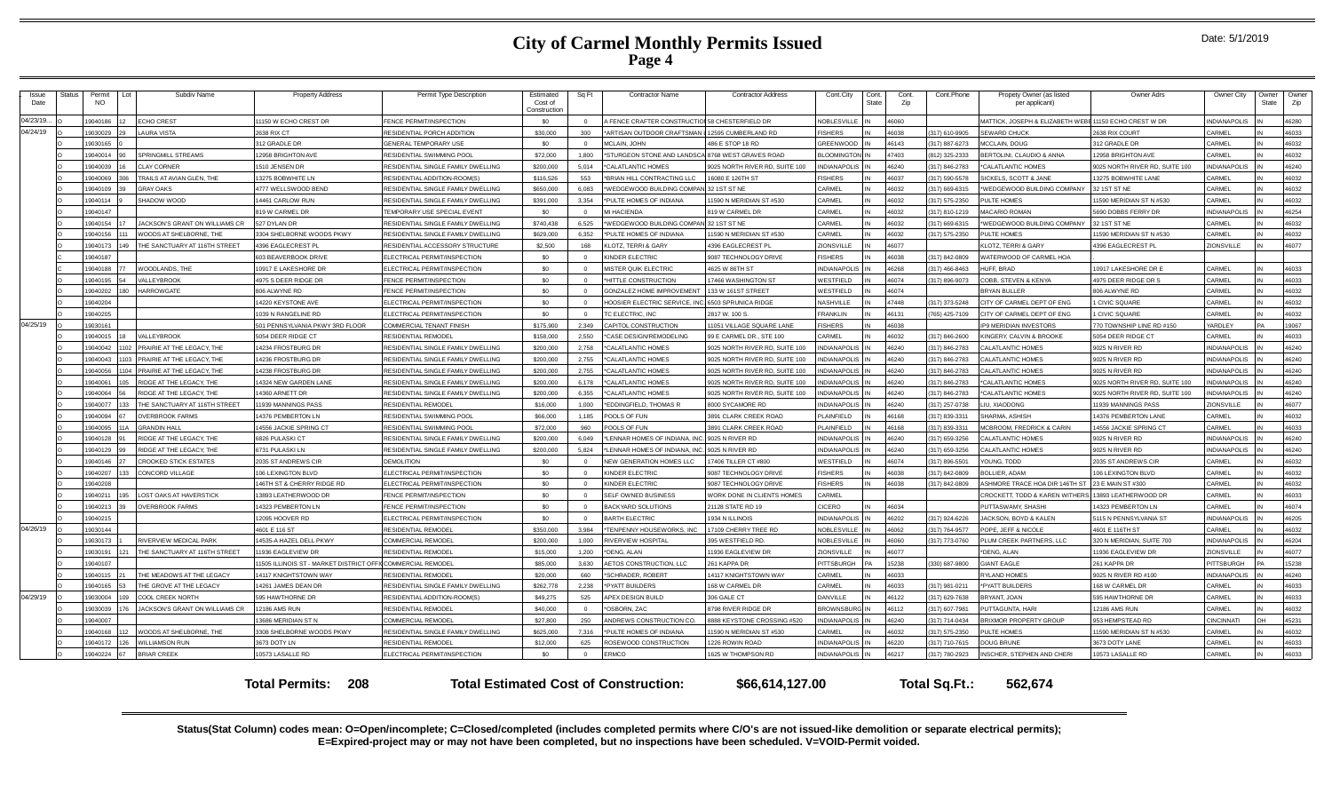# City of Carmel Monthly Permits Issued
## Page 4

Date: 5/1/2019

| Issue Date | Status | Permit NO | Lot | Subdiv Name | Property Address | Permit Type Description | Estimated Cost of Construction | Sq Ft | Contractor Name | Contractor Address | Cont.City | Cont. State | Cont. Zip | Cont.Phone | Propety Owner (as listed per applicant) | Owner Adrs | Owner City | Owner State | Owner Zip |
|---|---|---|---|---|---|---|---|---|---|---|---|---|---|---|---|---|---|---|---|
| 04/23/19... | O | 19040186 | 12 | ECHO CREST | 11150 W ECHO CREST DR | FENCE PERMIT/INSPECTION | $0 | 0 | A FENCE CRAFTER CONSTRUCTIO | 58 CHESTERFIELD DR | NOBLESVILLE | IN | 46060 | | MATTICK, JOSEPH & ELIZABETH WEBE | 11150 ECHO CREST W DR | INDIANAPOLIS | IN | 46280 |
| 04/24/19 | O | 19030029 | 29 | LAURA VISTA | 2638 RIX CT | RESIDENTIAL PORCH ADDITION | $30,000 | 300 | *ARTISAN OUTDOOR CRAFTSMAN | 12595 CUMBERLAND RD | FISHERS | IN | 46038 | (317) 610-9905 | SEWARD CHUCK | 2638 RIX COURT | CARMEL | IN | 46033 |
| | O | 19030165 | 0 | | 312 GRADLE DR | GENERAL TEMPORARY USE | $0 | 0 | MCLAIN, JOHN | 486 E STOP 18 RD | GREENWOOD | IN | 46143 | (317) 887-6273 | MCCLAIN, DOUG | 312 GRADLE DR | CARMEL | IN | 46032 |
| | O | 19040014 | 90 | SPRINGMILL STREAMS | 12958 BRIGHTON AVE | RESIDENTIAL SWIMMING POOL | $72,000 | 1,800 | *STURGEON STONE AND LANDSCA | 8768 WEST GRAVES ROAD | BLOOMINGTON | IN | 47403 | (812) 325-2333 | BERTOLINI, CLAUDIO & ANNA | 12958 BRIGHTON AVE | CARMEL | IN | 46032 |
| | O | 19040039 | 16 | CLAY CORNER | 1510 JENSEN DR | RESIDENTIAL SINGLE FAMILY DWELLING | $200,000 | 5,014 | *CALATLANTIC HOMES | 9025 NORTH RIVER RD, SUITE 100 | INDIANAPOLIS | IN | 46240 | (317) 846-2783 | *CALATLANTIC HOMES | 9025 NORTH RIVER RD, SUITE 100 | INDIANAPOLIS | IN | 46240 |
| | O | 19040069 | 306 | TRAILS AT AVIAN GLEN, THE | 13275 BOBWHITE LN | RESIDENTIAL ADDITION-ROOM(S) | $116,526 | 553 | *BRIAN HILL CONTRACTING LLC | 16080 E 126TH ST | FISHERS | IN | 46037 | (317) 590-5578 | SICKELS, SCOTT & JANE | 13275 BOBWHITE LANE | CARMEL | IN | 46032 |
| | O | 19040109 | 39 | GRAY OAKS | 4777 WELLSWOOD BEND | RESIDENTIAL SINGLE FAMILY DWELLING | $650,000 | 6,083 | *WEDGEWOOD BUILDING COMPAN | 32 1ST ST NE | CARMEL | IN | 46032 | (317) 669-6315 | *WEDGEWOOD BUILDING COMPANY | 32 1ST ST NE | CARMEL | IN | 46032 |
| | O | 19040114 | 9 | SHADOW WOOD | 14461 CARLOW RUN | RESIDENTIAL SINGLE FAMILY DWELLING | $391,000 | 3,354 | *PULTE HOMES OF INDIANA | 11590 N MERIDIAN ST #530 | CARMEL | IN | 46032 | (317) 575-2350 | PULTE HOMES | 11590 MERIDIAN ST N #530 | CARMEL | IN | 46032 |
| | O | 19040147 | | | 819 W CARMEL DR | TEMPORARY USE SPECIAL EVENT | $0 | 0 | MI HACIENDA | 819 W CARMEL DR | CARMEL | IN | 46032 | (317) 810-1219 | MACARIO ROMAN | 5690 DOBBS FERRY DR | INDIANAPOLIS | IN | 46254 |
| | O | 19040154 | 17 | JACKSON'S GRANT ON WILLIAMS CR | 527 DYLAN DR | RESIDENTIAL SINGLE FAMILY DWELLING | $740,438 | 6,525 | *WEDGEWOOD BUILDING COMPAN | 32 1ST ST NE | CARMEL | IN | 46032 | (317) 669-6315 | *WEDGEWOOD BUILDING COMPANY | 32 1ST ST NE | CARMEL | IN | 46032 |
| | O | 19040156 | 111 | WOODS AT SHELBORNE, THE | 3304 SHELBORNE WOODS PKWY | RESIDENTIAL SINGLE FAMILY DWELLING | $629,000 | 6,352 | *PULTE HOMES OF INDIANA | 11590 N MERIDIAN ST #530 | CARMEL | IN | 46032 | (317) 575-2350 | PULTE HOMES | 11590 MERIDIAN ST N #530 | CARMEL | IN | 46032 |
| | O | 19040173 | 149 | THE SANCTUARY AT 116TH STREET | 4396 EAGLECREST PL | RESIDENTIAL ACCESSORY STRUCTURE | $2,500 | 168 | KLOTZ, TERRI & GARY | 4396 EAGLECREST PL | ZIONSVILLE | IN | 46077 | | KLOTZ, TERRI & GARY | 4396 EAGLECREST PL | ZIONSVILLE | IN | 46077 |
| | C | 19040187 | | | 603 BEAVERBOOK DRIVE | ELECTRICAL PERMIT/INSPECTION | $0 | 0 | KINDER ELECTRIC | 9087 TECHNOLOGY DRIVE | FISHERS | IN | 46038 | (317) 842-0809 | WATERWOOD OF CARMEL HOA | | | | |
| | O | 19040188 | 77 | WOODLANDS, THE | 10917 E LAKESHORE DR | ELECTRICAL PERMIT/INSPECTION | $0 | 0 | MISTER QUIK ELECTRIC | 4625 W 86TH ST | INDIANAPOLIS | IN | 46268 | (317) 466-8463 | HUFF, BRAD | 10917 LAKESHORE DR E | CARMEL | IN | 46033 |
| | O | 19040195 | 54 | VALLEYBROOK | 4975 S DEER RIDGE DR | FENCE PERMIT/INSPECTION | $0 | 0 | *HITTLE CONSTRUCTION | 17466 WASHINGTON ST | WESTFIELD | IN | 46074 | (317) 896-9073 | COBB, STEVEN & KENYA | 4975 DEER RIDGE DR S | CARMEL | IN | 46033 |
| | O | 19040202 | 180 | HARROWGATE | 806 ALWYNE RD | FENCE PERMIT/INSPECTION | $0 | 0 | GONZALEZ HOME IMPROVEMENT | 133 W 161ST STREET | WESTFIELD | IN | 46074 | | BRYAN BULLER | 806 ALWYNE RD | CARMEL | IN | 46032 |
| | O | 19040204 | | | 14220 KEYSTONE AVE | ELECTRICAL PERMIT/INSPECTION | $0 | 0 | HOOSIER ELECTRIC SERVICE, INC. | 6503 SPRUNICA RIDGE | NASHVILLE | IN | 47448 | (317) 373-5248 | CITY OF CARMEL DEPT OF ENG | 1 CIVIC SQUARE | CARMEL | IN | 46032 |
| | O | 19040205 | | | 1039 N RANGELINE RD | ELECTRICAL PERMIT/INSPECTION | $0 | 0 | TC ELECTRIC, INC | 2817 W. 100 S. | FRANKLIN | IN | 46131 | (765) 425-7109 | CITY OF CARMEL DEPT OF ENG | 1 CIVIC SQUARE | CARMEL | IN | 46032 |
| 04/25/19 | O | 19030161 | | | 501 PENNSYLVANIA PKWY 3RD FLOOR | COMMERCIAL TENANT FINISH | $175,900 | 2,349 | CAPITOL CONSTRUCTION | 11051 VILLAGE SQUARE LANE | FISHERS | IN | 46038 | | IP9 MERIDIAN INVESTORS | 770 TOWNSHIP LINE RD #150 | YARDLEY | PA | 19067 |
| | O | 19040015 | 18 | VALLEYBROOK | 5054 DEER RIDGE CT | RESIDENTIAL REMODEL | $158,000 | 2,550 | *CASE DESIGN/REMODELING | 99 E CARMEL DR., STE 100 | CARMEL | IN | 46032 | (317) 846-2600 | KINGERY, CALVIN & BROOKE | 5054 DEER RIDGE CT | CARMEL | IN | 46033 |
| | O | 19040042 | 1102 | PRAIRIE AT THE LEGACY, THE | 14234 FROSTBURG DR | RESIDENTIAL SINGLE FAMILY DWELLING | $200,000 | 2,758 | *CALATLANTIC HOMES | 9025 NORTH RIVER RD, SUITE 100 | INDIANAPOLIS | IN | 46240 | (317) 846-2783 | CALATLANTIC HOMES | 9025 N RIVER RD | INDIANAPOLIS | IN | 46240 |
| | O | 19040043 | 1103 | PRAIRIE AT THE LEGACY, THE | 14236 FROSTBURG DR | RESIDENTIAL SINGLE FAMILY DWELLING | $200,000 | 2,755 | *CALATLANTIC HOMES | 9025 NORTH RIVER RD, SUITE 100 | INDIANAPOLIS | IN | 46240 | (317) 846-2783 | CALATLANTIC HOMES | 9025 N RIVER RD | INDIANAPOLIS | IN | 46240 |
| | O | 19040056 | 1104 | PRAIRIE AT THE LEGACY, THE | 14238 FROSTBURG DR | RESIDENTIAL SINGLE FAMILY DWELLING | $200,000 | 2,755 | *CALATLANTIC HOMES | 9025 NORTH RIVER RD, SUITE 100 | INDIANAPOLIS | IN | 46240 | (317) 846-2783 | CALATLANTIC HOMES | 9025 N RIVER RD | INDIANAPOLIS | IN | 46240 |
| | O | 19040061 | 105 | RIDGE AT THE LEGACY, THE | 14324 NEW GARDEN LANE | RESIDENTIAL SINGLE FAMILY DWELLING | $200,000 | 6,178 | *CALATLANTIC HOMES | 9025 NORTH RIVER RD, SUITE 100 | INDIANAPOLIS | IN | 46240 | (317) 846-2783 | *CALATLANTIC HOMES | 9025 NORTH RIVER RD, SUITE 100 | INDIANAPOLIS | IN | 46240 |
| | O | 19040064 | 56 | RIDGE AT THE LEGACY, THE | 14360 ARNETT DR | RESIDENTIAL SINGLE FAMILY DWELLING | $200,000 | 6,355 | *CALATLANTIC HOMES | 9025 NORTH RIVER RD, SUITE 100 | INDIANAPOLIS | IN | 46240 | (317) 846-2783 | *CALATLANTIC HOMES | 9025 NORTH RIVER RD, SUITE 100 | INDIANAPOLIS | IN | 46240 |
| | O | 19040077 | 133 | THE SANCTUARY AT 116TH STREET | 11939 MANNINGS PASS | RESIDENTIAL REMODEL | $16,000 | 1,000 | *EDDINGFIELD, THOMAS R | 8000 SYCAMORE RD | INDIANAPOLIS | IN | 46240 | (317) 257-0738 | LIU, XIAODONG | 11939 MANNINGS PASS | ZIONSVILLE | IN | 46077 |
| | O | 19040094 | 67 | OVERBROOK FARMS | 14376 PEMBERTON LN | RESIDENTIAL SWIMMING POOL | $66,000 | 1,185 | POOLS OF FUN | 3891 CLARK CREEK ROAD | PLAINFIELD | IN | 46168 | (317) 839-3311 | SHARMA, ASHISH | 14376 PEMBERTON LANE | CARMEL | IN | 46032 |
| | O | 19040095 | 11A | GRANDIN HALL | 14556 JACKIE SPRING CT | RESIDENTIAL SWIMMING POOL | $72,000 | 960 | POOLS OF FUN | 3891 CLARK CREEK ROAD | PLAINFIELD | IN | 46168 | (317) 839-3311 | MCBROOM, FREDRICK & CARIN | 14556 JACKIE SPRING CT | CARMEL | IN | 46033 |
| | O | 19040128 | 91 | RIDGE AT THE LEGACY, THE | 6826 PULASKI CT | RESIDENTIAL SINGLE FAMILY DWELLING | $200,000 | 6,049 | *LENNAR HOMES OF INDIANA, INC. | 9025 N RIVER RD | INDIANAPOLIS | IN | 46240 | (317) 659-3256 | CALATLANTIC HOMES | 9025 N RIVER RD | INDIANAPOLIS | IN | 46240 |
| | O | 19040129 | 99 | RIDGE AT THE LEGACY, THE | 6731 PULASKI LN | RESIDENTIAL SINGLE FAMILY DWELLING | $200,000 | 5,824 | *LENNAR HOMES OF INDIANA, INC. | 9025 N RIVER RD | INDIANAPOLIS | IN | 46240 | (317) 659-3256 | CALATLANTIC HOMES | 9025 N RIVER RD | INDIANAPOLIS | IN | 46240 |
| | O | 19040146 | 27 | CROOKED STICK ESTATES | 2035 ST ANDREWS CIR | DEMOLITION | $0 | 0 | NEW GENERATION HOMES LLC | 17406 TILLER CT #800 | WESTFIELD | IN | 46074 | (317) 896-5501 | YOUNG, TODD | 2035 ST ANDREWS CIR | CARMEL | IN | 46032 |
| | O | 19040207 | 133 | CONCORD VILLAGE | 106 LEXINGTON BLVD | ELECTRICAL PERMIT/INSPECTION | $0 | 0 | KINDER ELECTRIC | 9087 TECHNOLOGY DRIVE | FISHERS | IN | 46038 | (317) 842-0809 | BOLLIER, ADAM | 106 LEXINGTON BLVD | CARMEL | IN | 46032 |
| | O | 19040208 | | | 146TH ST & CHERRY RIDGE RD | ELECTRICAL PERMIT/INSPECTION | $0 | 0 | KINDER ELECTRIC | 9087 TECHNOLOGY DRIVE | FISHERS | IN | 46038 | (317) 842-0809 | ASHMORE TRACE HOA DIR 146TH ST | 23 E MAIN ST #300 | CARMEL | IN | 46032 |
| | O | 19040211 | 195 | LOST OAKS AT HAVERSTICK | 13893 LEATHERWOOD DR | FENCE PERMIT/INSPECTION | $0 | 0 | SELF OWNED BUSINESS | WORK DONE IN CLIENTS HOMES | CARMEL | | | | CROCKETT, TODD & KAREN WITHERS | 13893 LEATHERWOOD DR | CARMEL | IN | 46033 |
| | O | 19040213 | 39 | OVERBROOK FARMS | 14323 PEMBERTON LN | FENCE PERMIT/INSPECTION | $0 | 0 | BACKYARD SOLUTIONS | 21128 STATE RD 19 | CICERO | IN | 46034 | | PUTTASWAMY, SHASHI | 14323 PEMBERTON LN | CARMEL | IN | 46074 |
| | O | 19040215 | | | 12095 HOOVER RD | ELECTRICAL PERMIT/INSPECTION | $0 | 0 | BARTH ELECTRIC | 1934 N ILLINOIS | INDIANAPOLIS | IN | 46202 | (317) 924-6226 | JACKSON, BOYD & KALEN | 5115 N PENNSYLVANIA ST | INDIANAPOLIS | IN | 46205 |
| 04/26/19 | O | 19030144 | | | 4601 E 116 ST | RESIDENTIAL REMODEL | $350,000 | 3,984 | *TENPENNY HOUSEWORKS, INC | 17109 CHERRY TREE RD | NOBLESVILLE | IN | 46062 | (317) 764-9577 | POPE, JEFF & NICOLE | 4601 E 116TH ST | CARMEL | IN | 46032 |
| | O | 19030173 | | RIVERVIEW MEDICAL PARK | 14535-A HAZEL DELL PKWY | COMMERCIAL REMODEL | $200,000 | 1,000 | RIVERVIEW HOSPITAL | 395 WESTFIELD RD. | NOBLESVILLE | IN | 46060 | (317) 773-0760 | PLUM CREEK PARTNERS, LLC | 320 N MERIDIAN, SUITE 700 | INDIANAPOLIS | IN | 46204 |
| | O | 19030191 | 121 | THE SANCTUARY AT 116TH STREET | 11936 EAGLEVIEW DR | RESIDENTIAL REMODEL | $15,000 | 1,200 | *DENG, ALAN | 11936 EAGLEVIEW DR | ZIONSVILLE | IN | 46077 | | *DENG, ALAN | 11936 EAGLEVIEW DR | ZIONSVILLE | IN | 46077 |
| | O | 19040107 | | | 11505 ILLINOIS ST - MARKET DISTRICT OFFI | COMMERCIAL REMODEL | $85,000 | 3,630 | AETOS CONSTRUCTION, LLC | 261 KAPPA DR | PITTSBURGH | PA | 15238 | (330) 687-9800 | GIANT EAGLE | 261 KAPPA DR | PITTSBURGH | PA | 15238 |
| | O | 19040115 | 21 | THE MEADOWS AT THE LEGACY | 14117 KNIGHTSTOWN WAY | RESIDENTIAL REMODEL | $20,000 | 660 | *SCHRADER, ROBERT | 14117 KNIGHTSTOWN WAY | CARMEL | IN | 46033 | | RYLAND HOMES | 9025 N RIVER RD #100 | INDIANAPOLIS | IN | 46240 |
| | O | 19040165 | 53 | THE GROVE AT THE LEGACY | 14261 JAMES DEAN DR | RESIDENTIAL SINGLE FAMILY DWELLING | $262,778 | 2,238 | *PYATT BUILDERS | 168 W CARMEL DR | CARMEL | IN | 46033 | (317) 981-0211 | *PYATT BUILDERS | 168 W CARMEL DR | CARMEL | IN | 46033 |
| 04/29/19 | O | 19030004 | 109 | COOL CREEK NORTH | 595 HAWTHORNE DR | RESIDENTIAL ADDITION-ROOM(S) | $49,275 | 525 | APEX DESIGN BUILD | 306 GALE CT | DANVILLE | IN | 46122 | (317) 629-7638 | BRYANT, JOAN | 595 HAWTHORNE DR | CARMEL | IN | 46033 |
| | O | 19030039 | 176 | JACKSON'S GRANT ON WILLIAMS CR | 12186 AMS RUN | RESIDENTIAL REMODEL | $40,000 | 0 | *OSBORN, ZAC | 8798 RIVER RIDGE DR | BROWNSBURG | IN | 46112 | (317) 607-7981 | PUTTAGUNTA, HARI | 12186 AMS RUN | CARMEL | IN | 46032 |
| | O | 19040007 | | | 13686 MERIDIAN ST N | COMMERCIAL REMODEL | $27,800 | 250 | ANDREWS CONSTRUCTION CO. | 8888 KEYSTONE CROSSING #520 | INDIANAPOLIS | IN | 46240 | (317) 714-0434 | BRIXMOR PROPERTY GROUP | 953 HEMPSTEAD RD | CINCINNATI | OH | 45231 |
| | O | 19040168 | 112 | WOODS AT SHELBORNE, THE | 3308 SHELBORNE WOODS PKWY | RESIDENTIAL SINGLE FAMILY DWELLING | $625,000 | 7,316 | *PULTE HOMES OF INDIANA | 11590 N MERIDIAN ST #530 | CARMEL | IN | 46032 | (317) 575-2350 | PULTE HOMES | 11590 MERIDIAN ST N #530 | CARMEL | IN | 46032 |
| | O | 19040172 | 126 | WILLIAMSON RUN | 3673 DOTY LN | RESIDENTIAL REMODEL | $12,000 | 625 | ROSEWOOD CONSTRUCTION | 1226 ROWIN ROAD | INDIANAPOLIS | IN | 46220 | (317) 710-7615 | DOUG BRUNE | 3673 DOTY LANE | CARMEL | IN | 46033 |
| | O | 19040224 | 67 | BRIAR CREEK | 10573 LASALLE RD | ELECTRICAL PERMIT/INSPECTION | $0 | 0 | ERMCO | 1625 W THOMPSON RD | INDIANAPOLIS | IN | 46217 | (317) 780-2923 | INSCHER, STEPHEN AND CHERI | 10573 LASALLE RD | CARMEL | IN | 46033 |

**Total Permits: 208** **Total Estimated Cost of Construction: $66,614,127.00** **Total Sq.Ft.: 562,674**

**Status(Stat Column) codes mean: O=Open/incomplete; C=Closed/completed (includes completed permits where C/O's are not issued-like demolition or separate electrical permits); E=Expired-project may or may not have been completed, but no inspections have been scheduled. V=VOID-Permit voided.**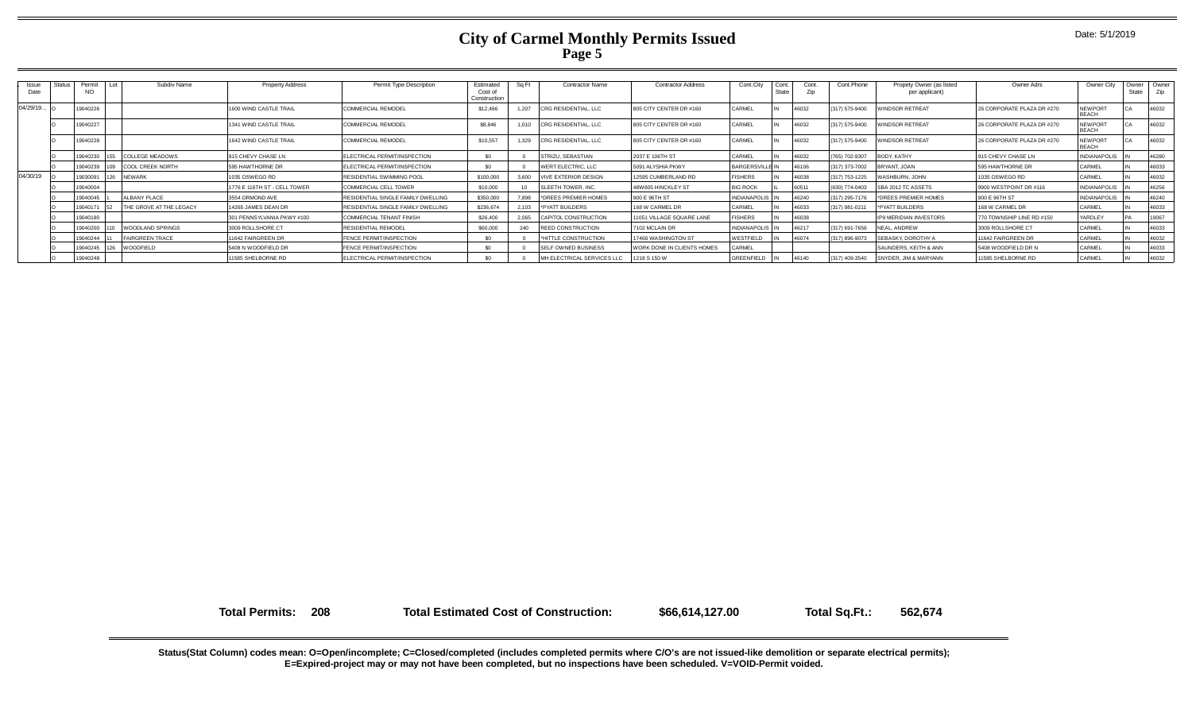# City of Carmel Monthly Permits Issued

**Page 5**

Date: 5/1/2019

| Issue Date | Status | Permit NO | Lot | Subdiv Name | Property Address | Permit Type Description | Estimated Cost of Construction | Sq Ft | Contractor Name | Contractor Address | Cont.City | Cont. State | Cont. Zip | Cont.Phone | Propety Owner (as listed per applicant) | Owner Adrs | Owner City | Owner State | Owner Zip |
|---|---|---|---|---|---|---|---|---|---|---|---|---|---|---|---|---|---|---|---|
| 04/29/19... | O | 19040226 | | | 1600 WIND CASTLE TRAIL | COMMERCIAL REMODEL | $12,466 | 1,207 | CRG RESIDENTIAL, LLC | 805 CITY CENTER DR #160 | CARMEL | IN | 46032 | (317) 575-9400 | WINDSOR RETREAT | 26 CORPORATE PLAZA DR #270 | NEWPORT BEACH | CA | 46032 |
| | O | 19040227 | | | 1341 WIND CASTLE TRAIL | COMMERCIAL REMODEL | $8,846 | 1,010 | CRG RESIDENTIAL, LLC | 805 CITY CENTER DR #160 | CARMEL | IN | 46032 | (317) 575-9400 | WINDSOR RETREAT | 26 CORPORATE PLAZA DR #270 | NEWPORT BEACH | CA | 46032 |
| | O | 19040228 | | | 1642 WIND CASTLE TRAIL | COMMERCIAL REMODEL | $10,557 | 1,329 | CRG RESIDENTIAL, LLC | 805 CITY CENTER DR #160 | CARMEL | IN | 46032 | (317) 575-9400 | WINDSOR RETREAT | 26 CORPORATE PLAZA DR #270 | NEWPORT BEACH | CA | 46032 |
| | O | 19040230 | 155 | COLLEGE MEADOWS | 915 CHEVY CHASE LN | ELECTRICAL PERMIT/INSPECTION | $0 | 0 | STRIZU, SEBASTIAN | 2037 E 106TH ST | CARMEL | IN | 46032 | (765) 702-9307 | BODY, KATHY | 915 CHEVY CHASE LN | INDIANAPOLIS | IN | 46280 |
| | O | 19040239 | 109 | COOL CREEK NORTH | 595 HAWTHORNE DR | ELECTRICAL PERMIT/INSPECTION | $0 | 0 | WERT ELECTRIC, LLC | 5091 ALYSHIA PKWY | BARGERSVILLE | IN | 46106 | (317) 373-7002 | BRYANT, JOAN | 595 HAWTHORNE DR | CARMEL | IN | 46033 |
| 04/30/19 | O | 19030091 | 126 | NEWARK | 1035 OSWEGO RD | RESIDENTIAL SWIMMING POOL | $100,000 | 3,600 | VIVE EXTERIOR DESIGN | 12595 CUMBERLAND RD | FISHERS | IN | 46038 | (317) 753-1225 | WASHBURN, JOHN | 1035 OSWEGO RD | CARMEL | IN | 46032 |
| | O | 19040004 | | | 1776 E 116TH ST - CELL TOWER | COMMERCIAL CELL TOWER | $10,000 | 10 | SLEETH TOWER, INC. | 48W605 HINCKLEY ST | BIG ROCK | IL | 60511 | (630) 774-0403 | SBA 2012 TC ASSETS | 9900 WESTPOINT DR #116 | INDIANAPOLIS | IN | 46256 |
| | O | 19040045 | 1 | ALBANY PLACE | 3554 ORMOND AVE | RESIDENTIAL SINGLE FAMILY DWELLING | $350,000 | 7,898 | *DREES PREMIER HOMES | 900 E 96TH ST | INDIANAPOLIS | IN | 46240 | (317) 295-7176 | *DREES PREMIER HOMES | 900 E 96TH ST | INDIANAPOLIS | IN | 46240 |
| | O | 19040171 | 52 | THE GROVE AT THE LEGACY | 14265 JAMES DEAN DR | RESIDENTIAL SINGLE FAMILY DWELLING | $236,674 | 2,103 | *PYATT BUILDERS | 168 W CARMEL DR | CARMEL | IN | 46033 | (317) 981-0211 | *PYATT BUILDERS | 168 W CARMEL DR | CARMEL | IN | 46033 |
| | O | 19040180 | | | 301 PENNSYLVANIA PKWY #100 | COMMERCIAL TENANT FINISH | $26,400 | 2,065 | CAPITOL CONSTRUCTION | 11051 VILLAGE SQUARE LANE | FISHERS | IN | 46038 | | IP9 MERIDIAN INVESTORS | 770 TOWNSHIP LINE RD #150 | YARDLEY | PA | 19067 |
| | O | 19040200 | 110 | WOODLAND SPRINGS | 3009 ROLLSHORE CT | RESIDENTIAL REMODEL | $60,000 | 240 | REED CONSTRUCTION | 7102 MCLAIN DR | INDIANAPOLIS | IN | 46217 | (317) 691-7656 | NEAL, ANDREW | 3009 ROLLSHORE CT | CARMEL | IN | 46033 |
| | O | 19040244 | 11 | FAIRGREEN TRACE | 11642 FAIRGREEN DR | FENCE PERMIT/INSPECTION | $0 | 0 | *HITTLE CONSTRUCTION | 17466 WASHINGTON ST | WESTFIELD | IN | 46074 | (317) 896-9073 | SEBASKY, DOROTHY A | 11642 FAIRGREEN DR | CARMEL | IN | 46032 |
| | O | 19040245 | 126 | WOODFIELD | 5408 N WOODFIELD DR | FENCE PERMIT/INSPECTION | $0 | 0 | SELF OWNED BUSINESS | WORK DONE IN CLIENTS HOMES | CARMEL | | | | SAUNDERS, KEITH & ANN | 5408 WOODFIELD DR N | CARMEL | IN | 46033 |
| | O | 19040248 | | | 11585 SHELBORNE RD | ELECTRICAL PERMIT/INSPECTION | $0 | 0 | MH ELECTRICAL SERVICES LLC | 1218 S 150 W | GREENFIELD | IN | 46140 | (317) 409-3540 | SNYDER, JIM & MARYANN | 11585 SHELBORNE RD | CARMEL | IN | 46032 |

**Total Permits: 208** **Total Estimated Cost of Construction: $66,614,127.00** **Total Sq.Ft.: 562,674**

**Status(Stat Column) codes mean: O=Open/incomplete; C=Closed/completed (includes completed permits where C/O's are not issued-like demolition or separate electrical permits); E=Expired-project may or may not have been completed, but no inspections have been scheduled. V=VOID-Permit voided.**